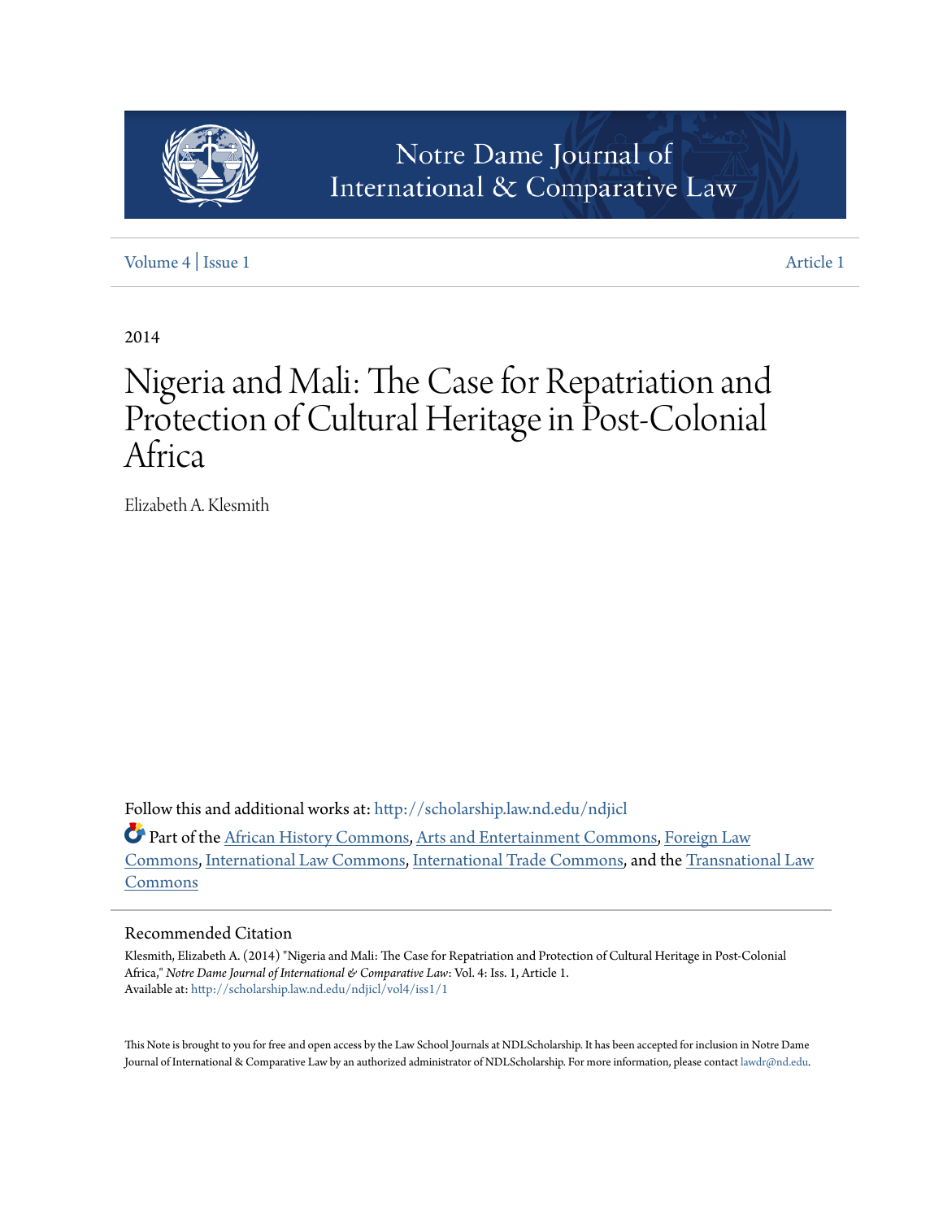Notre Dame Journal of International & Comparative Law

Volume 4 | Issue 1 Article 1

2014

# Nigeria and Mali: The Case for Repatriation and Protection of Cultural Heritage in Post-Colonial Africa

Elizabeth A. Klesmith

Follow this and additional works at: http://scholarship.law.nd.edu/ndjicl

Part of the African History Commons, Arts and Entertainment Commons, Foreign Law Commons, International Law Commons, International Trade Commons, and the Transnational Law Commons

## Recommended Citation

Klesmith, Elizabeth A. (2014) "Nigeria and Mali: The Case for Repatriation and Protection of Cultural Heritage in Post-Colonial Africa," *Notre Dame Journal of International & Comparative Law*: Vol. 4: Iss. 1, Article 1.
Available at: http://scholarship.law.nd.edu/ndjicl/vol4/iss1/1

This Note is brought to you for free and open access by the Law School Journals at NDLScholarship. It has been accepted for inclusion in Notre Dame Journal of International & Comparative Law by an authorized administrator of NDLScholarship. For more information, please contact lawdr@nd.edu.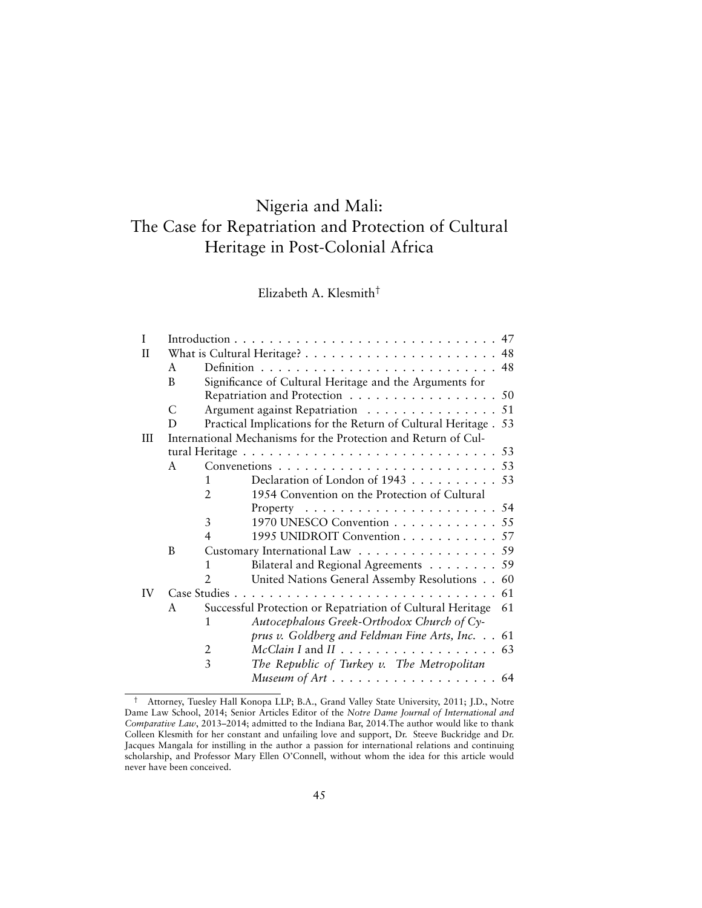# Nigeria and Mali: The Case for Repatriation and Protection of Cultural Heritage in Post-Colonial Africa

Elizabeth A. Klesmith[†]

| | | | | |
|---|---|---|---|---|
| I | Introduction | | | 47 |
| II | What is Cultural Heritage? | | | 48 |
| | A | Definition | | 48 |
| | B | Significance of Cultural Heritage and the Arguments for Repatriation and Protection | | 50 |
| | C | Argument against Repatriation | | 51 |
| | D | Practical Implications for the Return of Cultural Heritage | | 53 |
| III | International Mechanisms for the Protection and Return of Cultural Heritage | | | 53 |
| | A | Convenetions | | 53 |
| | | 1 | Declaration of London of 1943 | 53 |
| | | 2 | 1954 Convention on the Protection of Cultural Property | 54 |
| | | 3 | 1970 UNESCO Convention | 55 |
| | | 4 | 1995 UNIDROIT Convention | 57 |
| | B | Customary International Law | | 59 |
| | | 1 | Bilateral and Regional Agreements | 59 |
| | | 2 | United Nations General Assemby Resolutions | 60 |
| IV | Case Studies | | | 61 |
| | A | Successful Protection or Repatriation of Cultural Heritage | | 61 |
| | | 1 | *Autocephalous Greek-Orthodox Church of Cyprus v. Goldberg and Feldman Fine Arts, Inc.* | 61 |
| | | 2 | *McClain I* and *II* | 63 |
| | | 3 | *The Republic of Turkey v. The Metropolitan Museum of Art* | 64 |

[†] Attorney, Tuesley Hall Konopa LLP; B.A., Grand Valley State University, 2011; J.D., Notre Dame Law School, 2014; Senior Articles Editor of the *Notre Dame Journal of International and Comparative Law*, 2013–2014; admitted to the Indiana Bar, 2014.The author would like to thank Colleen Klesmith for her constant and unfailing love and support, Dr. Steeve Buckridge and Dr. Jacques Mangala for instilling in the author a passion for international relations and continuing scholarship, and Professor Mary Ellen O'Connell, without whom the idea for this article would never have been conceived.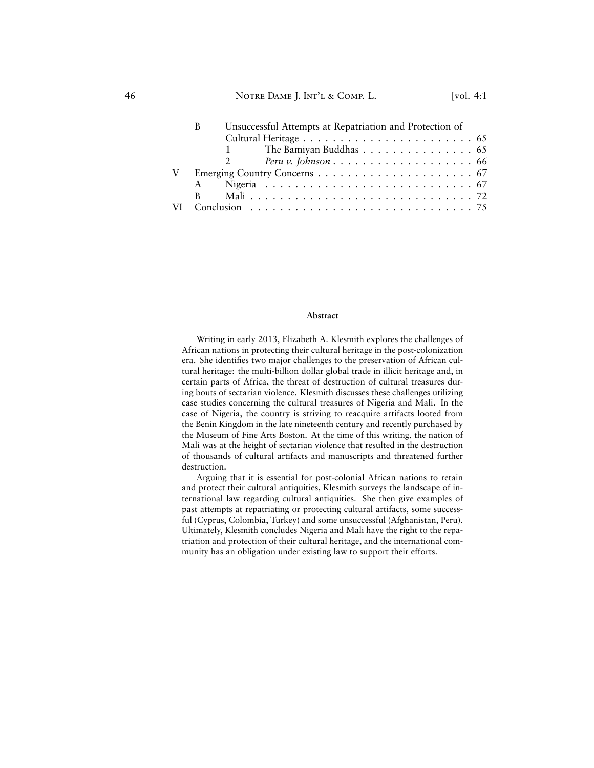B Unsuccessful Attempts at Repatriation and Protection of Cultural Heritage . . . . . . . . . . . . . . . . . . . . . . . 65
- 1 The Bamiyan Buddhas . . . . . . . . . . . . . . . 65
- 2 *Peru v. Johnson* . . . . . . . . . . . . . . . . . . . 66

V Emerging Country Concerns . . . . . . . . . . . . . . . . . . . . . 67
- A Nigeria . . . . . . . . . . . . . . . . . . . . . . . . . . 67
- B Mali . . . . . . . . . . . . . . . . . . . . . . . . . . . . 72

VI Conclusion . . . . . . . . . . . . . . . . . . . . . . . . . . . . . 75

**Abstract**

Writing in early 2013, Elizabeth A. Klesmith explores the challenges of African nations in protecting their cultural heritage in the post-colonization era. She identifies two major challenges to the preservation of African cultural heritage: the multi-billion dollar global trade in illicit heritage and, in certain parts of Africa, the threat of destruction of cultural treasures during bouts of sectarian violence. Klesmith discusses these challenges utilizing case studies concerning the cultural treasures of Nigeria and Mali. In the case of Nigeria, the country is striving to reacquire artifacts looted from the Benin Kingdom in the late nineteenth century and recently purchased by the Museum of Fine Arts Boston. At the time of this writing, the nation of Mali was at the height of sectarian violence that resulted in the destruction of thousands of cultural artifacts and manuscripts and threatened further destruction.

Arguing that it is essential for post-colonial African nations to retain and protect their cultural antiquities, Klesmith surveys the landscape of international law regarding cultural antiquities. She then give examples of past attempts at repatriating or protecting cultural artifacts, some successful (Cyprus, Colombia, Turkey) and some unsuccessful (Afghanistan, Peru). Ultimately, Klesmith concludes Nigeria and Mali have the right to the repatriation and protection of their cultural heritage, and the international community has an obligation under existing law to support their efforts.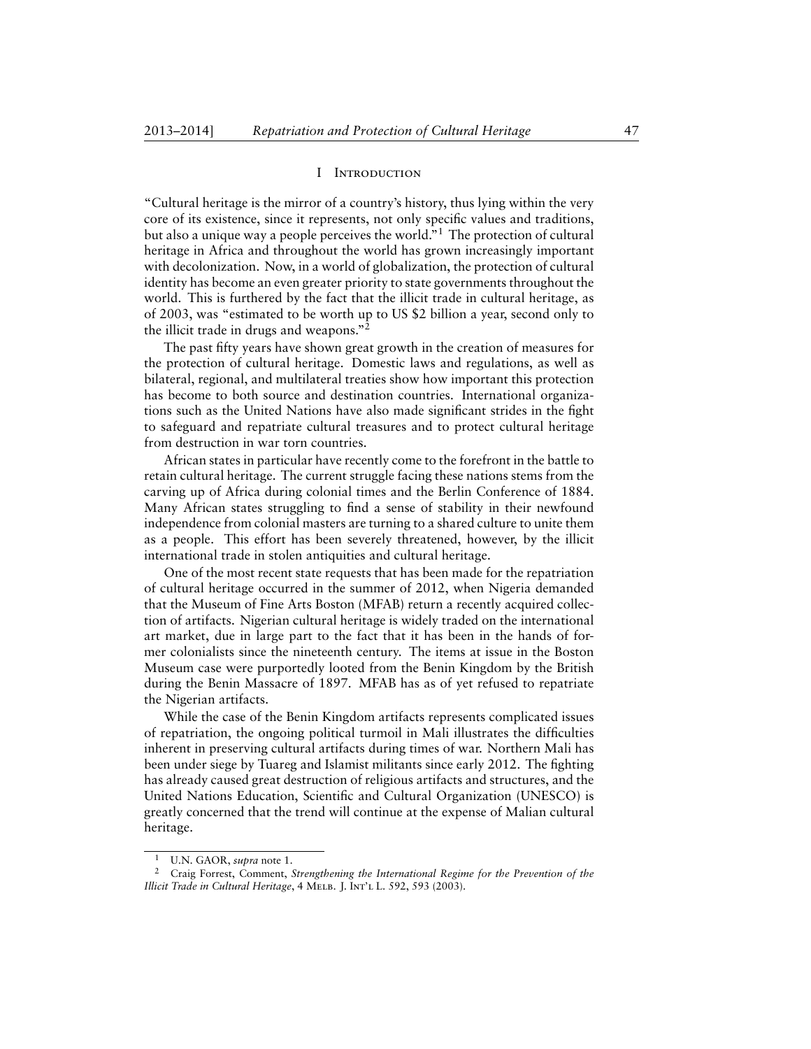## I Introduction

"Cultural heritage is the mirror of a country's history, thus lying within the very core of its existence, since it represents, not only specific values and traditions, but also a unique way a people perceives the world."[1] The protection of cultural heritage in Africa and throughout the world has grown increasingly important with decolonization. Now, in a world of globalization, the protection of cultural identity has become an even greater priority to state governments throughout the world. This is furthered by the fact that the illicit trade in cultural heritage, as of 2003, was "estimated to be worth up to US $2 billion a year, second only to the illicit trade in drugs and weapons."[2]

The past fifty years have shown great growth in the creation of measures for the protection of cultural heritage. Domestic laws and regulations, as well as bilateral, regional, and multilateral treaties show how important this protection has become to both source and destination countries. International organizations such as the United Nations have also made significant strides in the fight to safeguard and repatriate cultural treasures and to protect cultural heritage from destruction in war torn countries.

African states in particular have recently come to the forefront in the battle to retain cultural heritage. The current struggle facing these nations stems from the carving up of Africa during colonial times and the Berlin Conference of 1884. Many African states struggling to find a sense of stability in their newfound independence from colonial masters are turning to a shared culture to unite them as a people. This effort has been severely threatened, however, by the illicit international trade in stolen antiquities and cultural heritage.

One of the most recent state requests that has been made for the repatriation of cultural heritage occurred in the summer of 2012, when Nigeria demanded that the Museum of Fine Arts Boston (MFAB) return a recently acquired collection of artifacts. Nigerian cultural heritage is widely traded on the international art market, due in large part to the fact that it has been in the hands of former colonialists since the nineteenth century. The items at issue in the Boston Museum case were purportedly looted from the Benin Kingdom by the British during the Benin Massacre of 1897. MFAB has as of yet refused to repatriate the Nigerian artifacts.

While the case of the Benin Kingdom artifacts represents complicated issues of repatriation, the ongoing political turmoil in Mali illustrates the difficulties inherent in preserving cultural artifacts during times of war. Northern Mali has been under siege by Tuareg and Islamist militants since early 2012. The fighting has already caused great destruction of religious artifacts and structures, and the United Nations Education, Scientific and Cultural Organization (UNESCO) is greatly concerned that the trend will continue at the expense of Malian cultural heritage.

---

[1] U.N. GAOR, *supra* note 1.

[2] Craig Forrest, Comment, *Strengthening the International Regime for the Prevention of the Illicit Trade in Cultural Heritage*, 4 Melb. J. Int'l L. 592, 593 (2003).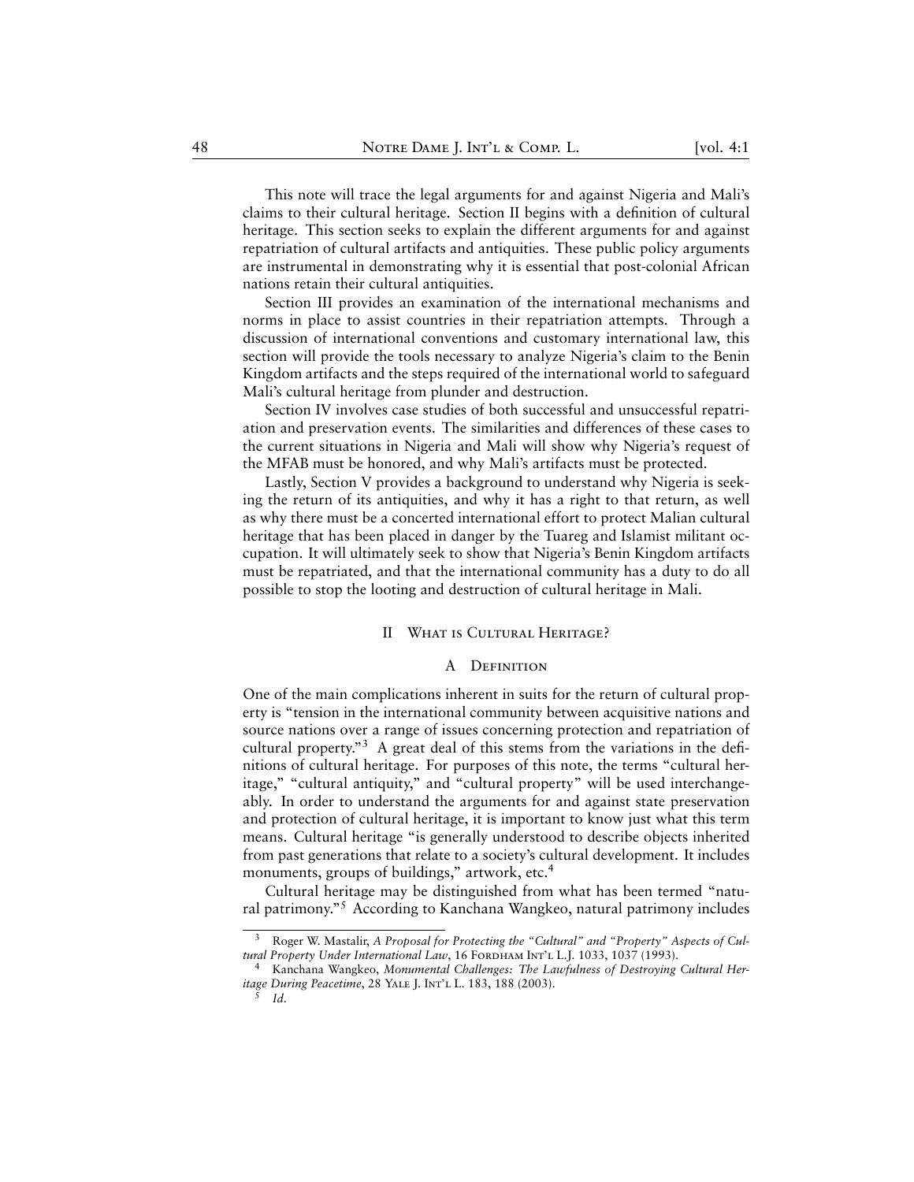This note will trace the legal arguments for and against Nigeria and Mali's claims to their cultural heritage. Section II begins with a definition of cultural heritage. This section seeks to explain the different arguments for and against repatriation of cultural artifacts and antiquities. These public policy arguments are instrumental in demonstrating why it is essential that post-colonial African nations retain their cultural antiquities.

Section III provides an examination of the international mechanisms and norms in place to assist countries in their repatriation attempts. Through a discussion of international conventions and customary international law, this section will provide the tools necessary to analyze Nigeria's claim to the Benin Kingdom artifacts and the steps required of the international world to safeguard Mali's cultural heritage from plunder and destruction.

Section IV involves case studies of both successful and unsuccessful repatriation and preservation events. The similarities and differences of these cases to the current situations in Nigeria and Mali will show why Nigeria's request of the MFAB must be honored, and why Mali's artifacts must be protected.

Lastly, Section V provides a background to understand why Nigeria is seeking the return of its antiquities, and why it has a right to that return, as well as why there must be a concerted international effort to protect Malian cultural heritage that has been placed in danger by the Tuareg and Islamist militant occupation. It will ultimately seek to show that Nigeria's Benin Kingdom artifacts must be repatriated, and that the international community has a duty to do all possible to stop the looting and destruction of cultural heritage in Mali.

## II What is Cultural Heritage?

### A Definition

One of the main complications inherent in suits for the return of cultural property is "tension in the international community between acquisitive nations and source nations over a range of issues concerning protection and repatriation of cultural property."[3] A great deal of this stems from the variations in the definitions of cultural heritage. For purposes of this note, the terms "cultural heritage," "cultural antiquity," and "cultural property" will be used interchangeably. In order to understand the arguments for and against state preservation and protection of cultural heritage, it is important to know just what this term means. Cultural heritage "is generally understood to describe objects inherited from past generations that relate to a society's cultural development. It includes monuments, groups of buildings," artwork, etc.[4]

Cultural heritage may be distinguished from what has been termed "natural patrimony."[5] According to Kanchana Wangkeo, natural patrimony includes

---

[3] Roger W. Mastalir, *A Proposal for Protecting the "Cultural" and "Property" Aspects of Cultural Property Under International Law*, 16 Fordham Int'l L.J. 1033, 1037 (1993).

[4] Kanchana Wangkeo, *Monumental Challenges: The Lawfulness of Destroying Cultural Heritage During Peacetime*, 28 Yale J. Int'l L. 183, 188 (2003).

[5] *Id.*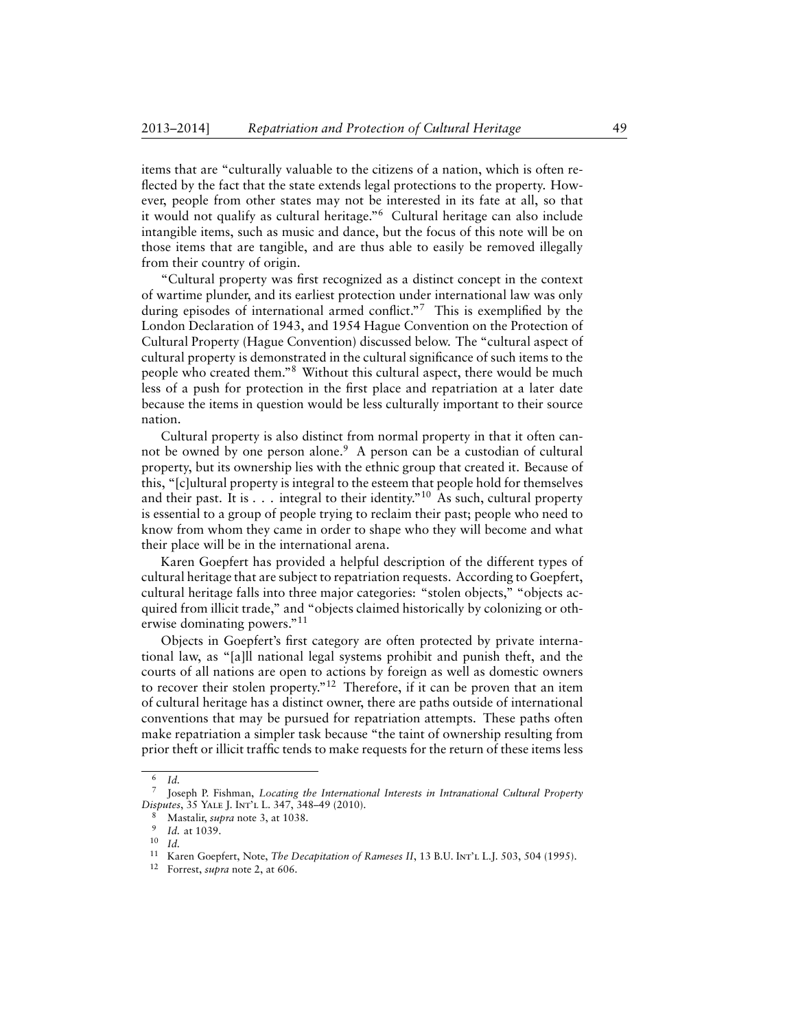items that are "culturally valuable to the citizens of a nation, which is often reflected by the fact that the state extends legal protections to the property. However, people from other states may not be interested in its fate at all, so that it would not qualify as cultural heritage."[6] Cultural heritage can also include intangible items, such as music and dance, but the focus of this note will be on those items that are tangible, and are thus able to easily be removed illegally from their country of origin.

"Cultural property was first recognized as a distinct concept in the context of wartime plunder, and its earliest protection under international law was only during episodes of international armed conflict."[7] This is exemplified by the London Declaration of 1943, and 1954 Hague Convention on the Protection of Cultural Property (Hague Convention) discussed below. The "cultural aspect of cultural property is demonstrated in the cultural significance of such items to the people who created them."[8] Without this cultural aspect, there would be much less of a push for protection in the first place and repatriation at a later date because the items in question would be less culturally important to their source nation.

Cultural property is also distinct from normal property in that it often cannot be owned by one person alone.[9] A person can be a custodian of cultural property, but its ownership lies with the ethnic group that created it. Because of this, "[c]ultural property is integral to the esteem that people hold for themselves and their past. It is . . . integral to their identity."[10] As such, cultural property is essential to a group of people trying to reclaim their past; people who need to know from whom they came in order to shape who they will become and what their place will be in the international arena.

Karen Goepfert has provided a helpful description of the different types of cultural heritage that are subject to repatriation requests. According to Goepfert, cultural heritage falls into three major categories: "stolen objects," "objects acquired from illicit trade," and "objects claimed historically by colonizing or otherwise dominating powers."[11]

Objects in Goepfert's first category are often protected by private international law, as "[a]ll national legal systems prohibit and punish theft, and the courts of all nations are open to actions by foreign as well as domestic owners to recover their stolen property."[12] Therefore, if it can be proven that an item of cultural heritage has a distinct owner, there are paths outside of international conventions that may be pursued for repatriation attempts. These paths often make repatriation a simpler task because "the taint of ownership resulting from prior theft or illicit traffic tends to make requests for the return of these items less

---

[6] *Id.*

[7] Joseph P. Fishman, *Locating the International Interests in Intranational Cultural Property Disputes*, 35 Yale J. Int'l L. 347, 348–49 (2010).

[8] Mastalir, *supra* note 3, at 1038.

[9] *Id.* at 1039.

[10] *Id.*

[11] Karen Goepfert, Note, *The Decapitation of Rameses II*, 13 B.U. Int'l L.J. 503, 504 (1995).

[12] Forrest, *supra* note 2, at 606.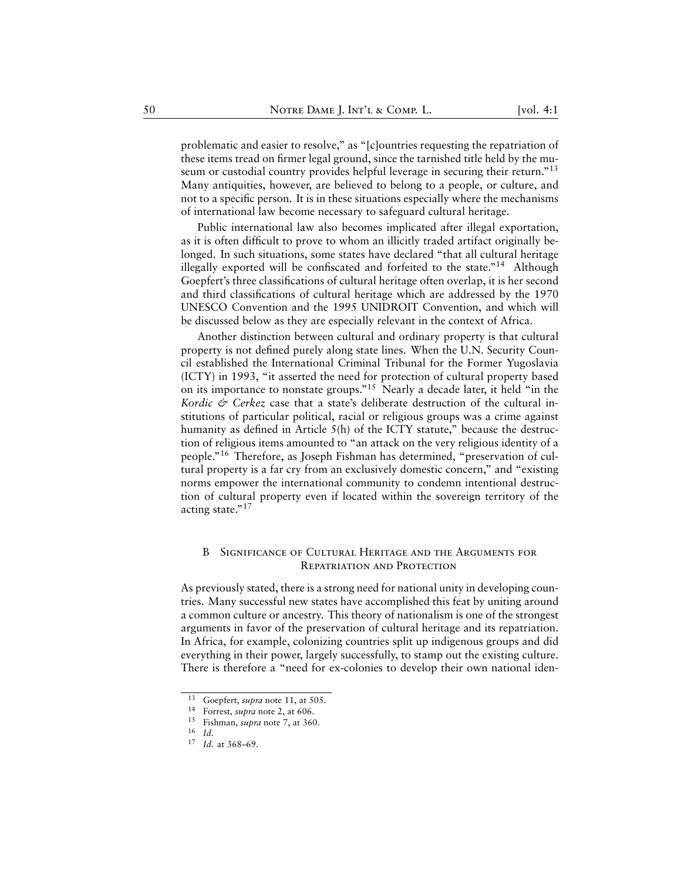problematic and easier to resolve," as "[c]ountries requesting the repatriation of these items tread on firmer legal ground, since the tarnished title held by the museum or custodial country provides helpful leverage in securing their return."[13] Many antiquities, however, are believed to belong to a people, or culture, and not to a specific person. It is in these situations especially where the mechanisms of international law become necessary to safeguard cultural heritage.

Public international law also becomes implicated after illegal exportation, as it is often difficult to prove to whom an illicitly traded artifact originally belonged. In such situations, some states have declared "that all cultural heritage illegally exported will be confiscated and forfeited to the state."[14] Although Goepfert's three classifications of cultural heritage often overlap, it is her second and third classifications of cultural heritage which are addressed by the 1970 UNESCO Convention and the 1995 UNIDROIT Convention, and which will be discussed below as they are especially relevant in the context of Africa.

Another distinction between cultural and ordinary property is that cultural property is not defined purely along state lines. When the U.N. Security Council established the International Criminal Tribunal for the Former Yugoslavia (ICTY) in 1993, "it asserted the need for protection of cultural property based on its importance to nonstate groups."[15] Nearly a decade later, it held "in the *Kordic & Cerkez* case that a state's deliberate destruction of the cultural institutions of particular political, racial or religious groups was a crime against humanity as defined in Article 5(h) of the ICTY statute," because the destruction of religious items amounted to "an attack on the very religious identity of a people."[16] Therefore, as Joseph Fishman has determined, "preservation of cultural property is a far cry from an exclusively domestic concern," and "existing norms empower the international community to condemn intentional destruction of cultural property even if located within the sovereign territory of the acting state."[17]

### B Significance of Cultural Heritage and the Arguments for Repatriation and Protection

As previously stated, there is a strong need for national unity in developing countries. Many successful new states have accomplished this feat by uniting around a common culture or ancestry. This theory of nationalism is one of the strongest arguments in favor of the preservation of cultural heritage and its repatriation. In Africa, for example, colonizing countries split up indigenous groups and did everything in their power, largely successfully, to stamp out the existing culture. There is therefore a "need for ex-colonies to develop their own national iden-

---

[13] Goepfert, *supra* note 11, at 505.

[14] Forrest, *supra* note 2, at 606.

[15] Fishman, *supra* note 7, at 360.

[16] *Id.*

[17] *Id.* at 368–69.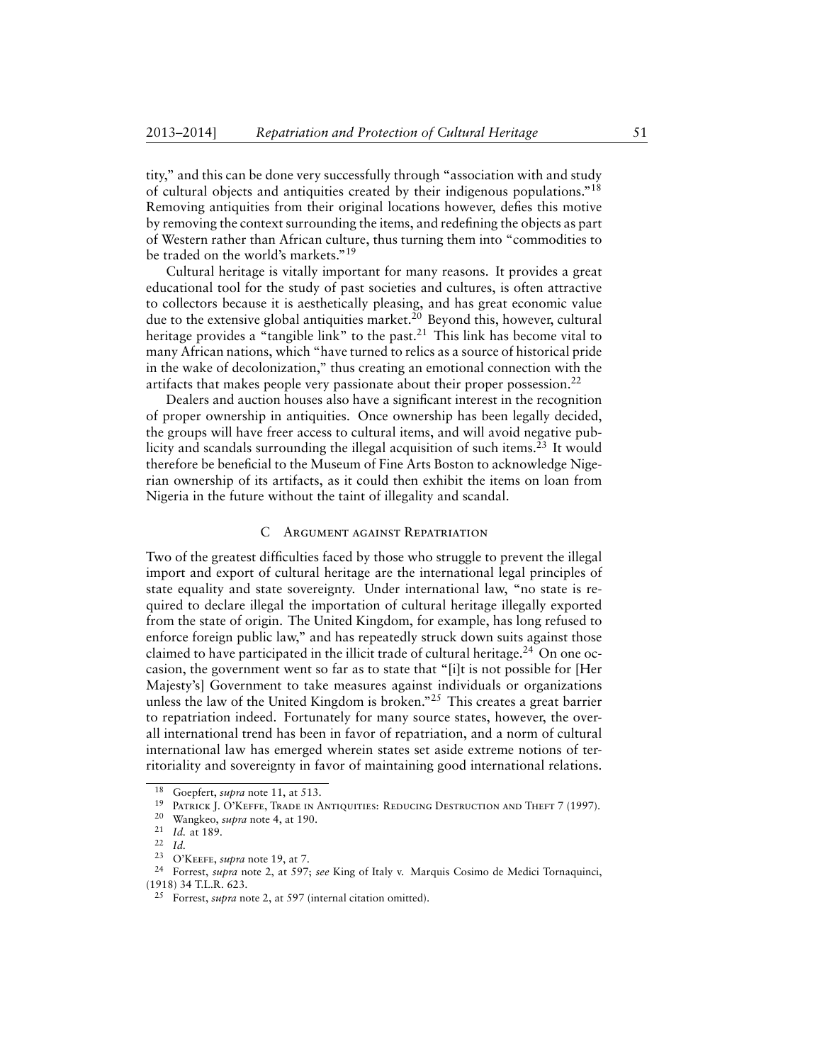tity," and this can be done very successfully through "association with and study of cultural objects and antiquities created by their indigenous populations."[18] Removing antiquities from their original locations however, defies this motive by removing the context surrounding the items, and redefining the objects as part of Western rather than African culture, thus turning them into "commodities to be traded on the world's markets."[19]

Cultural heritage is vitally important for many reasons. It provides a great educational tool for the study of past societies and cultures, is often attractive to collectors because it is aesthetically pleasing, and has great economic value due to the extensive global antiquities market.[20] Beyond this, however, cultural heritage provides a "tangible link" to the past.[21] This link has become vital to many African nations, which "have turned to relics as a source of historical pride in the wake of decolonization," thus creating an emotional connection with the artifacts that makes people very passionate about their proper possession.[22]

Dealers and auction houses also have a significant interest in the recognition of proper ownership in antiquities. Once ownership has been legally decided, the groups will have freer access to cultural items, and will avoid negative publicity and scandals surrounding the illegal acquisition of such items.[23] It would therefore be beneficial to the Museum of Fine Arts Boston to acknowledge Nigerian ownership of its artifacts, as it could then exhibit the items on loan from Nigeria in the future without the taint of illegality and scandal.

### C Argument against Repatriation

Two of the greatest difficulties faced by those who struggle to prevent the illegal import and export of cultural heritage are the international legal principles of state equality and state sovereignty. Under international law, "no state is required to declare illegal the importation of cultural heritage illegally exported from the state of origin. The United Kingdom, for example, has long refused to enforce foreign public law," and has repeatedly struck down suits against those claimed to have participated in the illicit trade of cultural heritage.[24] On one occasion, the government went so far as to state that "[i]t is not possible for [Her Majesty's] Government to take measures against individuals or organizations unless the law of the United Kingdom is broken."[25] This creates a great barrier to repatriation indeed. Fortunately for many source states, however, the overall international trend has been in favor of repatriation, and a norm of cultural international law has emerged wherein states set aside extreme notions of territoriality and sovereignty in favor of maintaining good international relations.

---

[18] Goepfert, *supra* note 11, at 513.

[19] Patrick J. O'Keeffe, Trade in Antiquities: Reducing Destruction and Theft 7 (1997).

[20] Wangkeo, *supra* note 4, at 190.

[21] *Id.* at 189.

[22] *Id.*

[23] O'Keefe, *supra* note 19, at 7.

[24] Forrest, *supra* note 2, at 597; *see* King of Italy v. Marquis Cosimo de Medici Tornaquinci, (1918) 34 T.L.R. 623.

[25] Forrest, *supra* note 2, at 597 (internal citation omitted).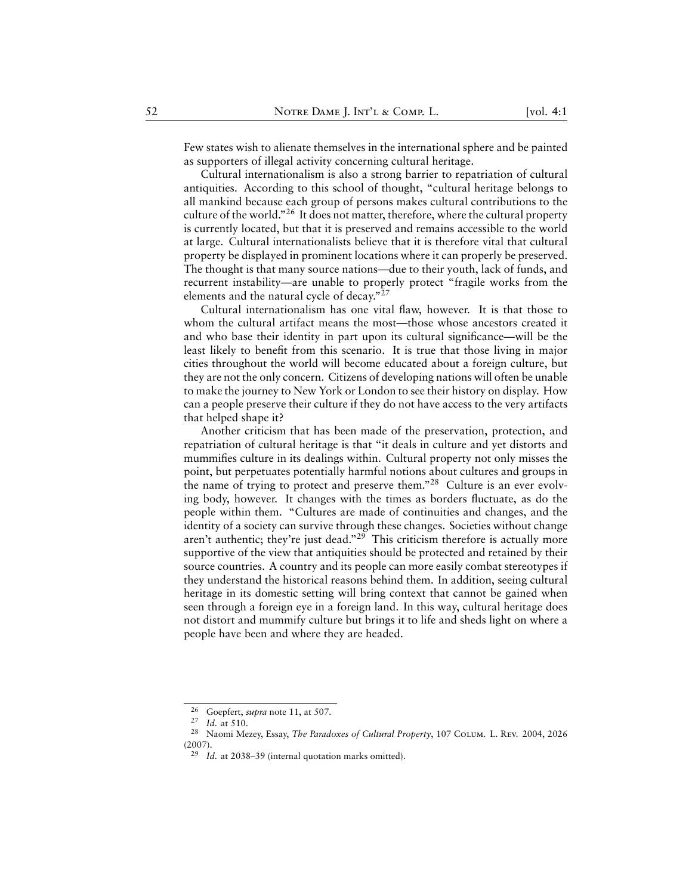Few states wish to alienate themselves in the international sphere and be painted as supporters of illegal activity concerning cultural heritage.

Cultural internationalism is also a strong barrier to repatriation of cultural antiquities. According to this school of thought, "cultural heritage belongs to all mankind because each group of persons makes cultural contributions to the culture of the world."[26] It does not matter, therefore, where the cultural property is currently located, but that it is preserved and remains accessible to the world at large. Cultural internationalists believe that it is therefore vital that cultural property be displayed in prominent locations where it can properly be preserved. The thought is that many source nations—due to their youth, lack of funds, and recurrent instability—are unable to properly protect "fragile works from the elements and the natural cycle of decay."[27]

Cultural internationalism has one vital flaw, however. It is that those to whom the cultural artifact means the most—those whose ancestors created it and who base their identity in part upon its cultural significance—will be the least likely to benefit from this scenario. It is true that those living in major cities throughout the world will become educated about a foreign culture, but they are not the only concern. Citizens of developing nations will often be unable to make the journey to New York or London to see their history on display. How can a people preserve their culture if they do not have access to the very artifacts that helped shape it?

Another criticism that has been made of the preservation, protection, and repatriation of cultural heritage is that "it deals in culture and yet distorts and mummifies culture in its dealings within. Cultural property not only misses the point, but perpetuates potentially harmful notions about cultures and groups in the name of trying to protect and preserve them."[28] Culture is an ever evolving body, however. It changes with the times as borders fluctuate, as do the people within them. "Cultures are made of continuities and changes, and the identity of a society can survive through these changes. Societies without change aren't authentic; they're just dead."[29] This criticism therefore is actually more supportive of the view that antiquities should be protected and retained by their source countries. A country and its people can more easily combat stereotypes if they understand the historical reasons behind them. In addition, seeing cultural heritage in its domestic setting will bring context that cannot be gained when seen through a foreign eye in a foreign land. In this way, cultural heritage does not distort and mummify culture but brings it to life and sheds light on where a people have been and where they are headed.

---

[26] Goepfert, *supra* note 11, at 507.

[27] *Id.* at 510.

[28] Naomi Mezey, Essay, *The Paradoxes of Cultural Property*, 107 Colum. L. Rev. 2004, 2026 (2007).

[29] *Id.* at 2038–39 (internal quotation marks omitted).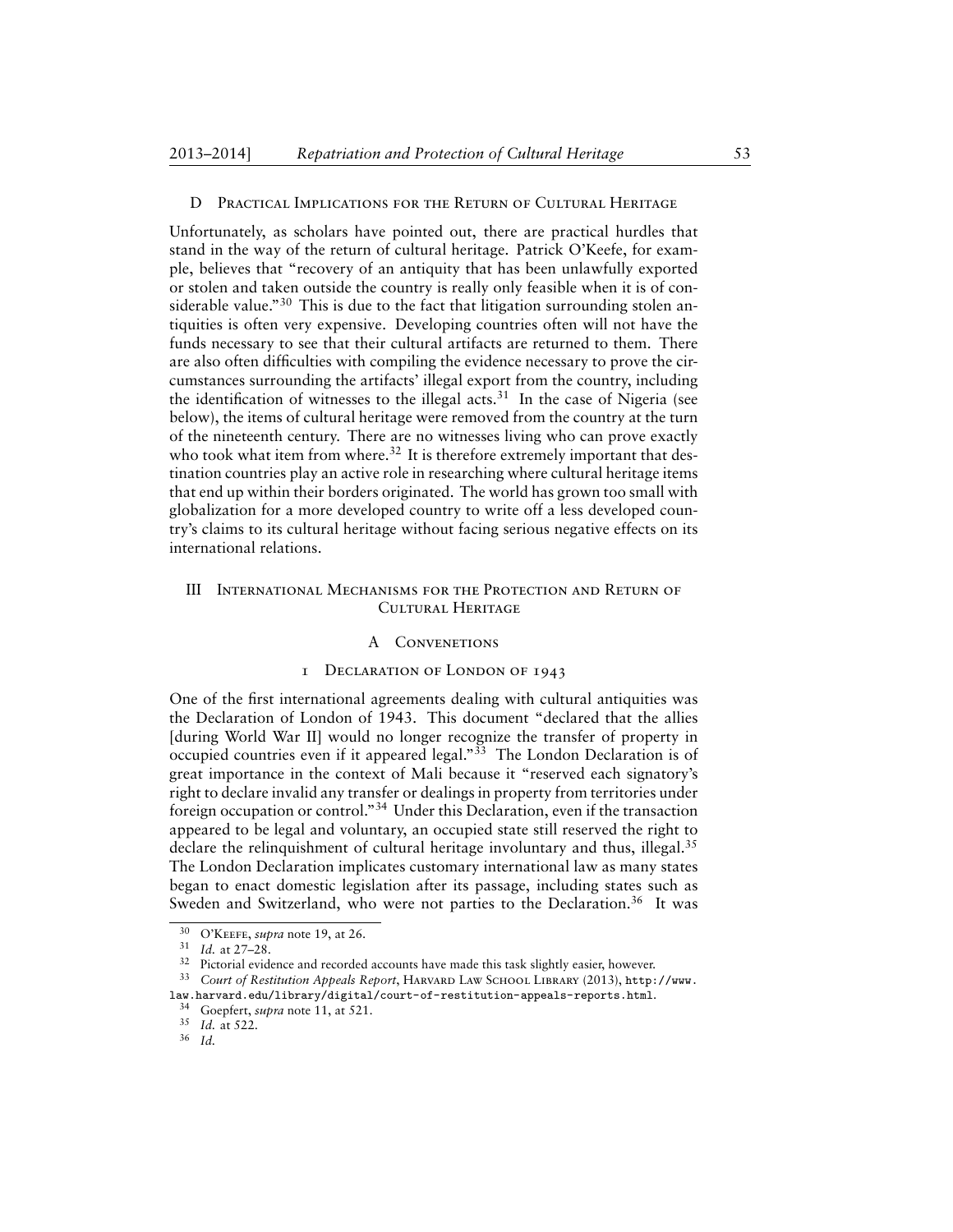### D Practical Implications for the Return of Cultural Heritage

Unfortunately, as scholars have pointed out, there are practical hurdles that stand in the way of the return of cultural heritage. Patrick O'Keefe, for example, believes that "recovery of an antiquity that has been unlawfully exported or stolen and taken outside the country is really only feasible when it is of considerable value."[30] This is due to the fact that litigation surrounding stolen antiquities is often very expensive. Developing countries often will not have the funds necessary to see that their cultural artifacts are returned to them. There are also often difficulties with compiling the evidence necessary to prove the circumstances surrounding the artifacts' illegal export from the country, including the identification of witnesses to the illegal acts.[31] In the case of Nigeria (see below), the items of cultural heritage were removed from the country at the turn of the nineteenth century. There are no witnesses living who can prove exactly who took what item from where.[32] It is therefore extremely important that destination countries play an active role in researching where cultural heritage items that end up within their borders originated. The world has grown too small with globalization for a more developed country to write off a less developed country's claims to its cultural heritage without facing serious negative effects on its international relations.

## III International Mechanisms for the Protection and Return of Cultural Heritage

### A Convenetions

#### 1 Declaration of London of 1943

One of the first international agreements dealing with cultural antiquities was the Declaration of London of 1943. This document "declared that the allies [during World War II] would no longer recognize the transfer of property in occupied countries even if it appeared legal."[33] The London Declaration is of great importance in the context of Mali because it "reserved each signatory's right to declare invalid any transfer or dealings in property from territories under foreign occupation or control."[34] Under this Declaration, even if the transaction appeared to be legal and voluntary, an occupied state still reserved the right to declare the relinquishment of cultural heritage involuntary and thus, illegal.[35] The London Declaration implicates customary international law as many states began to enact domestic legislation after its passage, including states such as Sweden and Switzerland, who were not parties to the Declaration.[36] It was

---

[30] O'Keefe, *supra* note 19, at 26.

[31] *Id.* at 27–28.

[32] Pictorial evidence and recorded accounts have made this task slightly easier, however.

[33] *Court of Restitution Appeals Report*, Harvard Law School Library (2013), http://www.law.harvard.edu/library/digital/court-of-restitution-appeals-reports.html.

[34] Goepfert, *supra* note 11, at 521.

[35] *Id.* at 522.

[36] *Id.*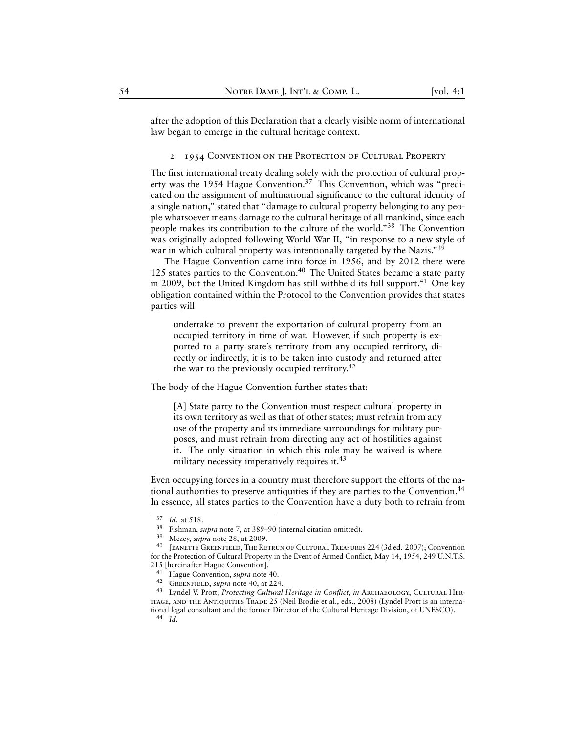after the adoption of this Declaration that a clearly visible norm of international law began to emerge in the cultural heritage context.

### 2 1954 Convention on the Protection of Cultural Property

The first international treaty dealing solely with the protection of cultural property was the 1954 Hague Convention.[37] This Convention, which was "predicated on the assignment of multinational significance to the cultural identity of a single nation," stated that "damage to cultural property belonging to any people whatsoever means damage to the cultural heritage of all mankind, since each people makes its contribution to the culture of the world."[38] The Convention was originally adopted following World War II, "in response to a new style of war in which cultural property was intentionally targeted by the Nazis."[39]

The Hague Convention came into force in 1956, and by 2012 there were 125 states parties to the Convention.[40] The United States became a state party in 2009, but the United Kingdom has still withheld its full support.[41] One key obligation contained within the Protocol to the Convention provides that states parties will

> undertake to prevent the exportation of cultural property from an occupied territory in time of war. However, if such property is exported to a party state's territory from any occupied territory, directly or indirectly, it is to be taken into custody and returned after the war to the previously occupied territory.[42]

The body of the Hague Convention further states that:

> [A] State party to the Convention must respect cultural property in its own territory as well as that of other states; must refrain from any use of the property and its immediate surroundings for military purposes, and must refrain from directing any act of hostilities against it. The only situation in which this rule may be waived is where military necessity imperatively requires it.[43]

Even occupying forces in a country must therefore support the efforts of the national authorities to preserve antiquities if they are parties to the Convention.[44] In essence, all states parties to the Convention have a duty both to refrain from

---

[37] *Id.* at 518.

[38] Fishman, *supra* note 7, at 389–90 (internal citation omitted).

[39] Mezey, *supra* note 28, at 2009.

[40] Jeanette Greenfield, The Retrun of Cultural Treasures 224 (3d ed. 2007); Convention for the Protection of Cultural Property in the Event of Armed Conflict, May 14, 1954, 249 U.N.T.S. 215 [hereinafter Hague Convention].

[41] Hague Convention, *supra* note 40.

[42] Greenfield, *supra* note 40, at 224.

[43] Lyndel V. Prott, *Protecting Cultural Heritage in Conflict*, *in* Archaeology, Cultural Heritage, and the Antiquities Trade 25 (Neil Brodie et al., eds., 2008) (Lyndel Prott is an international legal consultant and the former Director of the Cultural Heritage Division, of UNESCO).

[44] *Id.*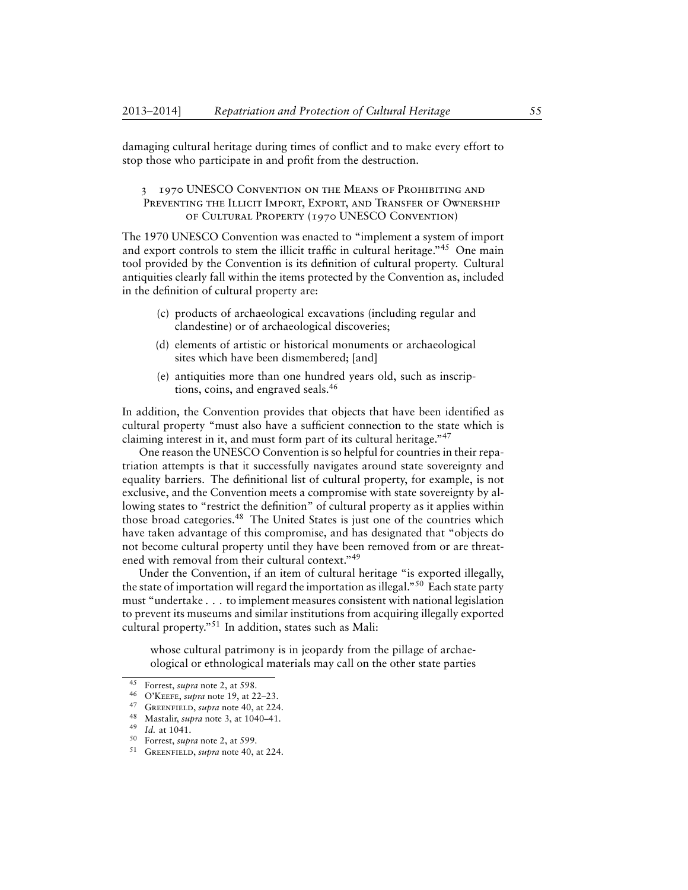damaging cultural heritage during times of conflict and to make every effort to stop those who participate in and profit from the destruction.

### 3 1970 UNESCO Convention on the Means of Prohibiting and Preventing the Illicit Import, Export, and Transfer of Ownership of Cultural Property (1970 UNESCO Convention)

The 1970 UNESCO Convention was enacted to "implement a system of import and export controls to stem the illicit traffic in cultural heritage."[45] One main tool provided by the Convention is its definition of cultural property. Cultural antiquities clearly fall within the items protected by the Convention as, included in the definition of cultural property are:

> (c) products of archaeological excavations (including regular and clandestine) or of archaeological discoveries;
>
> (d) elements of artistic or historical monuments or archaeological sites which have been dismembered; [and]
>
> (e) antiquities more than one hundred years old, such as inscriptions, coins, and engraved seals.[46]

In addition, the Convention provides that objects that have been identified as cultural property "must also have a sufficient connection to the state which is claiming interest in it, and must form part of its cultural heritage."[47]

One reason the UNESCO Convention is so helpful for countries in their repatriation attempts is that it successfully navigates around state sovereignty and equality barriers. The definitional list of cultural property, for example, is not exclusive, and the Convention meets a compromise with state sovereignty by allowing states to "restrict the definition" of cultural property as it applies within those broad categories.[48] The United States is just one of the countries which have taken advantage of this compromise, and has designated that "objects do not become cultural property until they have been removed from or are threatened with removal from their cultural context."[49]

Under the Convention, if an item of cultural heritage "is exported illegally, the state of importation will regard the importation as illegal."[50] Each state party must "undertake . . . to implement measures consistent with national legislation to prevent its museums and similar institutions from acquiring illegally exported cultural property."[51] In addition, states such as Mali:

> whose cultural patrimony is in jeopardy from the pillage of archaeological or ethnological materials may call on the other state parties

---

[45] Forrest, *supra* note 2, at 598.

[46] O'Keefe, *supra* note 19, at 22–23.

[47] Greenfield, *supra* note 40, at 224.

[48] Mastalir, *supra* note 3, at 1040–41.

[49] *Id.* at 1041.

[50] Forrest, *supra* note 2, at 599.

[51] Greenfield, *supra* note 40, at 224.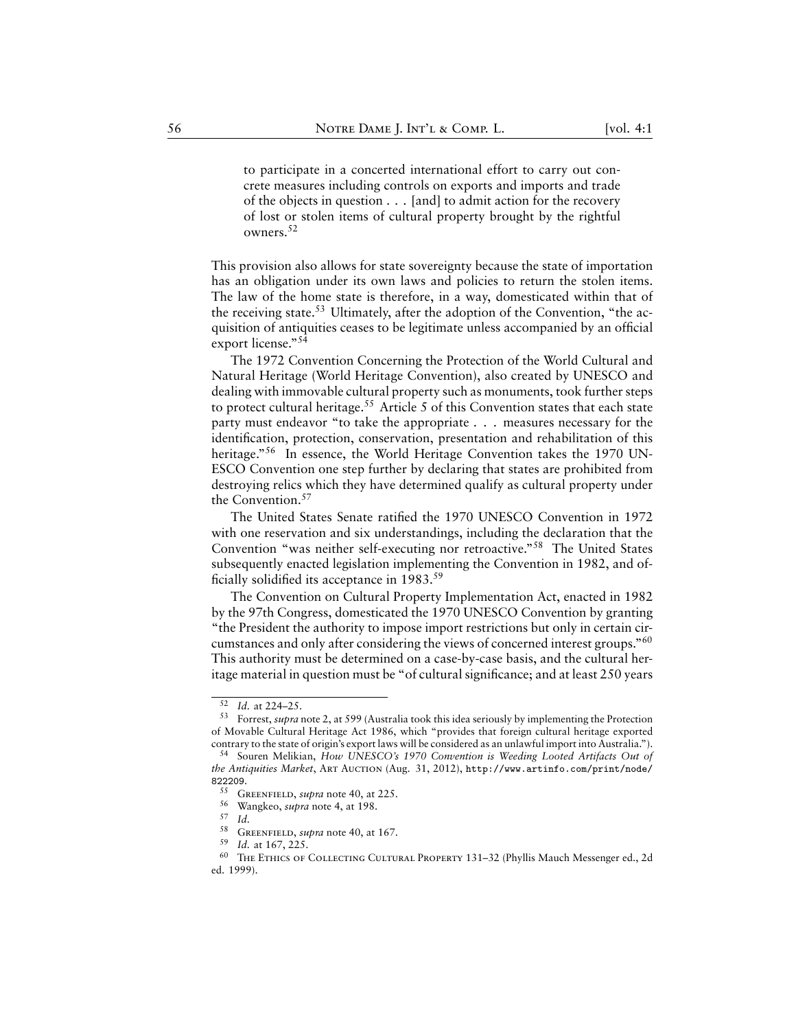> to participate in a concerted international effort to carry out concrete measures including controls on exports and imports and trade of the objects in question . . . [and] to admit action for the recovery of lost or stolen items of cultural property brought by the rightful owners.[52]

This provision also allows for state sovereignty because the state of importation has an obligation under its own laws and policies to return the stolen items. The law of the home state is therefore, in a way, domesticated within that of the receiving state.[53] Ultimately, after the adoption of the Convention, "the acquisition of antiquities ceases to be legitimate unless accompanied by an official export license."[54]

The 1972 Convention Concerning the Protection of the World Cultural and Natural Heritage (World Heritage Convention), also created by UNESCO and dealing with immovable cultural property such as monuments, took further steps to protect cultural heritage.[55] Article 5 of this Convention states that each state party must endeavor "to take the appropriate . . . measures necessary for the identification, protection, conservation, presentation and rehabilitation of this heritage."[56] In essence, the World Heritage Convention takes the 1970 UNESCO Convention one step further by declaring that states are prohibited from destroying relics which they have determined qualify as cultural property under the Convention.[57]

The United States Senate ratified the 1970 UNESCO Convention in 1972 with one reservation and six understandings, including the declaration that the Convention "was neither self-executing nor retroactive."[58] The United States subsequently enacted legislation implementing the Convention in 1982, and officially solidified its acceptance in 1983.[59]

The Convention on Cultural Property Implementation Act, enacted in 1982 by the 97th Congress, domesticated the 1970 UNESCO Convention by granting "the President the authority to impose import restrictions but only in certain circumstances and only after considering the views of concerned interest groups."[60] This authority must be determined on a case-by-case basis, and the cultural heritage material in question must be "of cultural significance; and at least 250 years

---

[52] *Id.* at 224–25.

[53] Forrest, *supra* note 2, at 599 (Australia took this idea seriously by implementing the Protection of Movable Cultural Heritage Act 1986, which "provides that foreign cultural heritage exported contrary to the state of origin's export laws will be considered as an unlawful import into Australia.").

[54] Souren Melikian, *How UNESCO's 1970 Convention is Weeding Looted Artifacts Out of the Antiquities Market*, Art Auction (Aug. 31, 2012), http://www.artinfo.com/print/node/822209.

[55] Greenfield, *supra* note 40, at 225.

[56] Wangkeo, *supra* note 4, at 198.

[57] *Id.*

[58] Greenfield, *supra* note 40, at 167.

[59] *Id.* at 167, 225.

[60] The Ethics of Collecting Cultural Property 131–32 (Phyllis Mauch Messenger ed., 2d ed. 1999).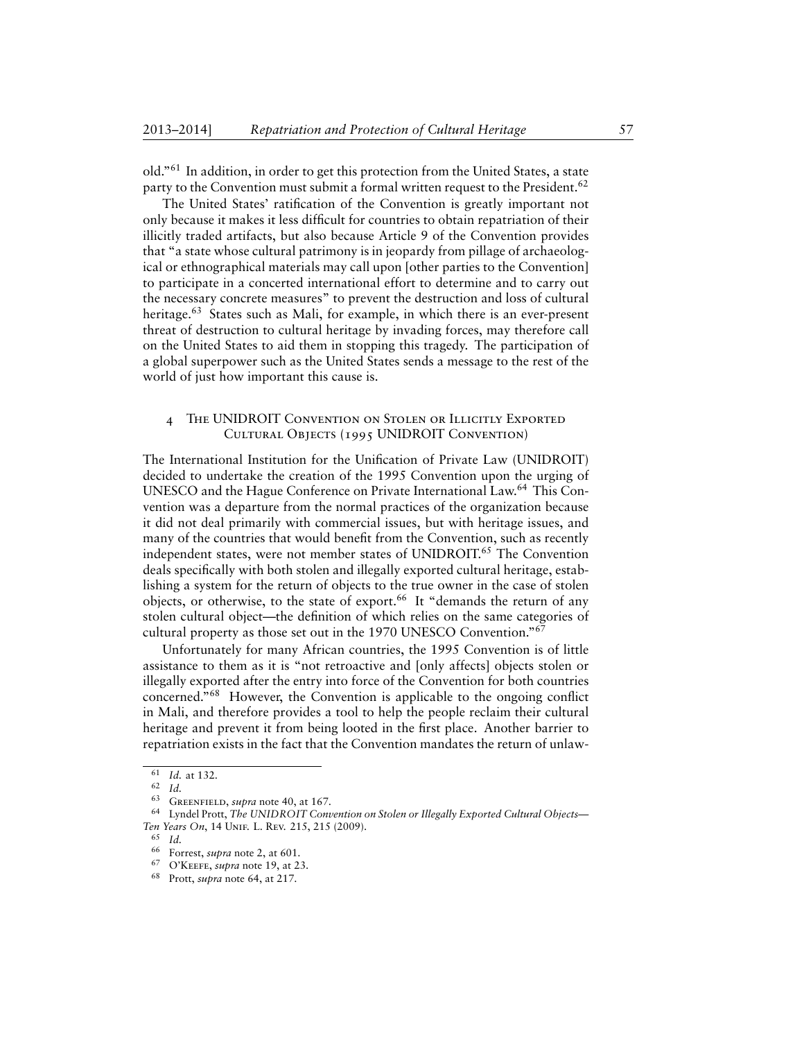old."[61] In addition, in order to get this protection from the United States, a state party to the Convention must submit a formal written request to the President.[62]

The United States' ratification of the Convention is greatly important not only because it makes it less difficult for countries to obtain repatriation of their illicitly traded artifacts, but also because Article 9 of the Convention provides that "a state whose cultural patrimony is in jeopardy from pillage of archaeological or ethnographical materials may call upon [other parties to the Convention] to participate in a concerted international effort to determine and to carry out the necessary concrete measures" to prevent the destruction and loss of cultural heritage.[63] States such as Mali, for example, in which there is an ever-present threat of destruction to cultural heritage by invading forces, may therefore call on the United States to aid them in stopping this tragedy. The participation of a global superpower such as the United States sends a message to the rest of the world of just how important this cause is.

## 4 The UNIDROIT Convention on Stolen or Illicitly Exported Cultural Objects (1995 UNIDROIT Convention)

The International Institution for the Unification of Private Law (UNIDROIT) decided to undertake the creation of the 1995 Convention upon the urging of UNESCO and the Hague Conference on Private International Law.[64] This Convention was a departure from the normal practices of the organization because it did not deal primarily with commercial issues, but with heritage issues, and many of the countries that would benefit from the Convention, such as recently independent states, were not member states of UNIDROIT.[65] The Convention deals specifically with both stolen and illegally exported cultural heritage, establishing a system for the return of objects to the true owner in the case of stolen objects, or otherwise, to the state of export.[66] It "demands the return of any stolen cultural object—the definition of which relies on the same categories of cultural property as those set out in the 1970 UNESCO Convention."[67]

Unfortunately for many African countries, the 1995 Convention is of little assistance to them as it is "not retroactive and [only affects] objects stolen or illegally exported after the entry into force of the Convention for both countries concerned."[68] However, the Convention is applicable to the ongoing conflict in Mali, and therefore provides a tool to help the people reclaim their cultural heritage and prevent it from being looted in the first place. Another barrier to repatriation exists in the fact that the Convention mandates the return of unlaw-

---

[61] *Id.* at 132.

[62] *Id.*

[63] Greenfield, *supra* note 40, at 167.

[64] Lyndel Prott, *The UNIDROIT Convention on Stolen or Illegally Exported Cultural Objects—Ten Years On*, 14 Unif. L. Rev. 215, 215 (2009).

[65] *Id.*

[66] Forrest, *supra* note 2, at 601.

[67] O'Keefe, *supra* note 19, at 23.

[68] Prott, *supra* note 64, at 217.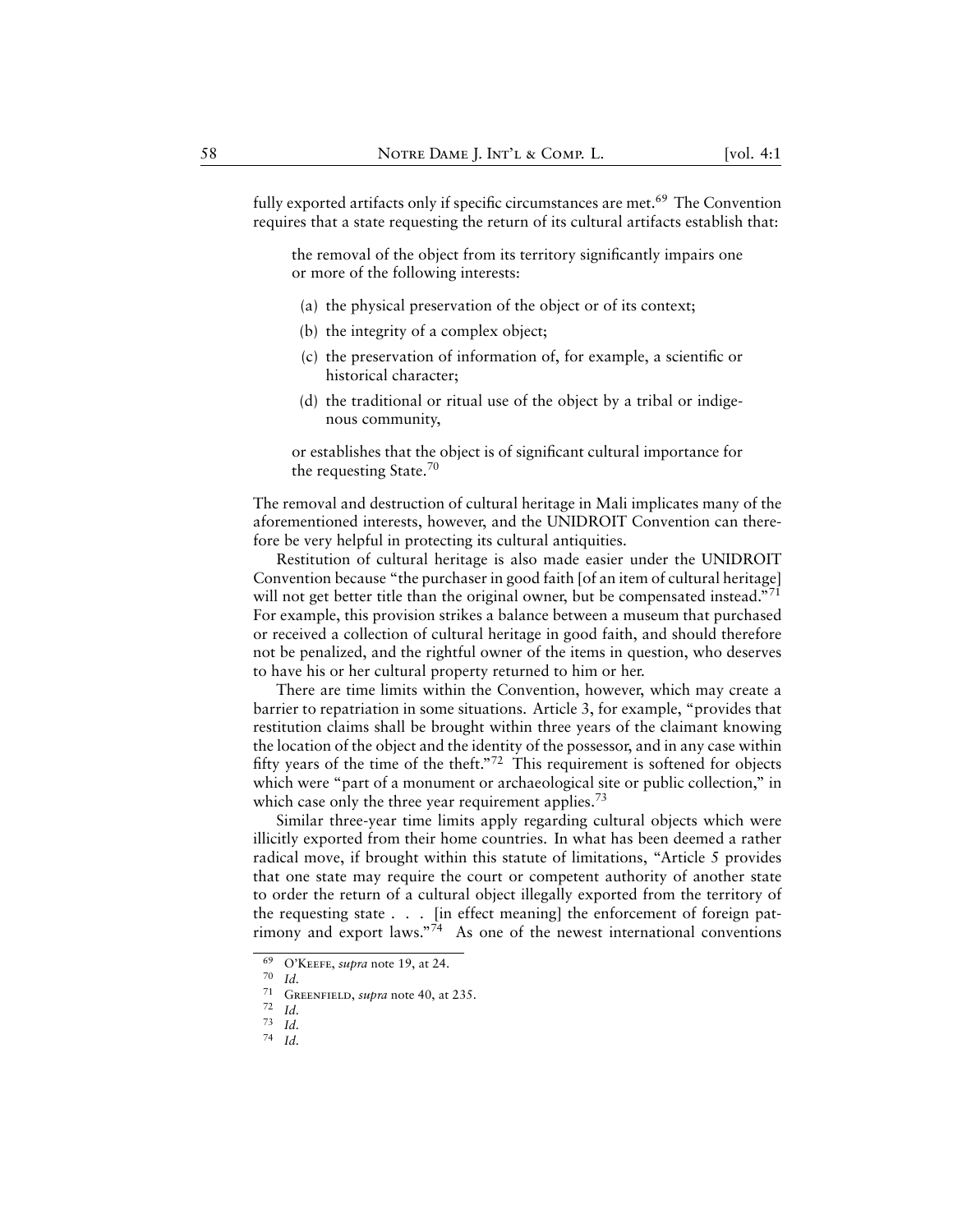fully exported artifacts only if specific circumstances are met.[69] The Convention requires that a state requesting the return of its cultural artifacts establish that:

> the removal of the object from its territory significantly impairs one or more of the following interests:
>
> (a) the physical preservation of the object or of its context;
>
> (b) the integrity of a complex object;
>
> (c) the preservation of information of, for example, a scientific or historical character;
>
> (d) the traditional or ritual use of the object by a tribal or indigenous community,
>
> or establishes that the object is of significant cultural importance for the requesting State.[70]

The removal and destruction of cultural heritage in Mali implicates many of the aforementioned interests, however, and the UNIDROIT Convention can therefore be very helpful in protecting its cultural antiquities.

Restitution of cultural heritage is also made easier under the UNIDROIT Convention because "the purchaser in good faith [of an item of cultural heritage] will not get better title than the original owner, but be compensated instead."[71] For example, this provision strikes a balance between a museum that purchased or received a collection of cultural heritage in good faith, and should therefore not be penalized, and the rightful owner of the items in question, who deserves to have his or her cultural property returned to him or her.

There are time limits within the Convention, however, which may create a barrier to repatriation in some situations. Article 3, for example, "provides that restitution claims shall be brought within three years of the claimant knowing the location of the object and the identity of the possessor, and in any case within fifty years of the time of the theft."[72] This requirement is softened for objects which were "part of a monument or archaeological site or public collection," in which case only the three year requirement applies.[73]

Similar three-year time limits apply regarding cultural objects which were illicitly exported from their home countries. In what has been deemed a rather radical move, if brought within this statute of limitations, "Article 5 provides that one state may require the court or competent authority of another state to order the return of a cultural object illegally exported from the territory of the requesting state . . . [in effect meaning] the enforcement of foreign patrimony and export laws."[74] As one of the newest international conventions

---

[69] O'Keefe, *supra* note 19, at 24.

[70] *Id.*

[71] Greenfield, *supra* note 40, at 235.

[72] *Id.*

[73] *Id.*

[74] *Id.*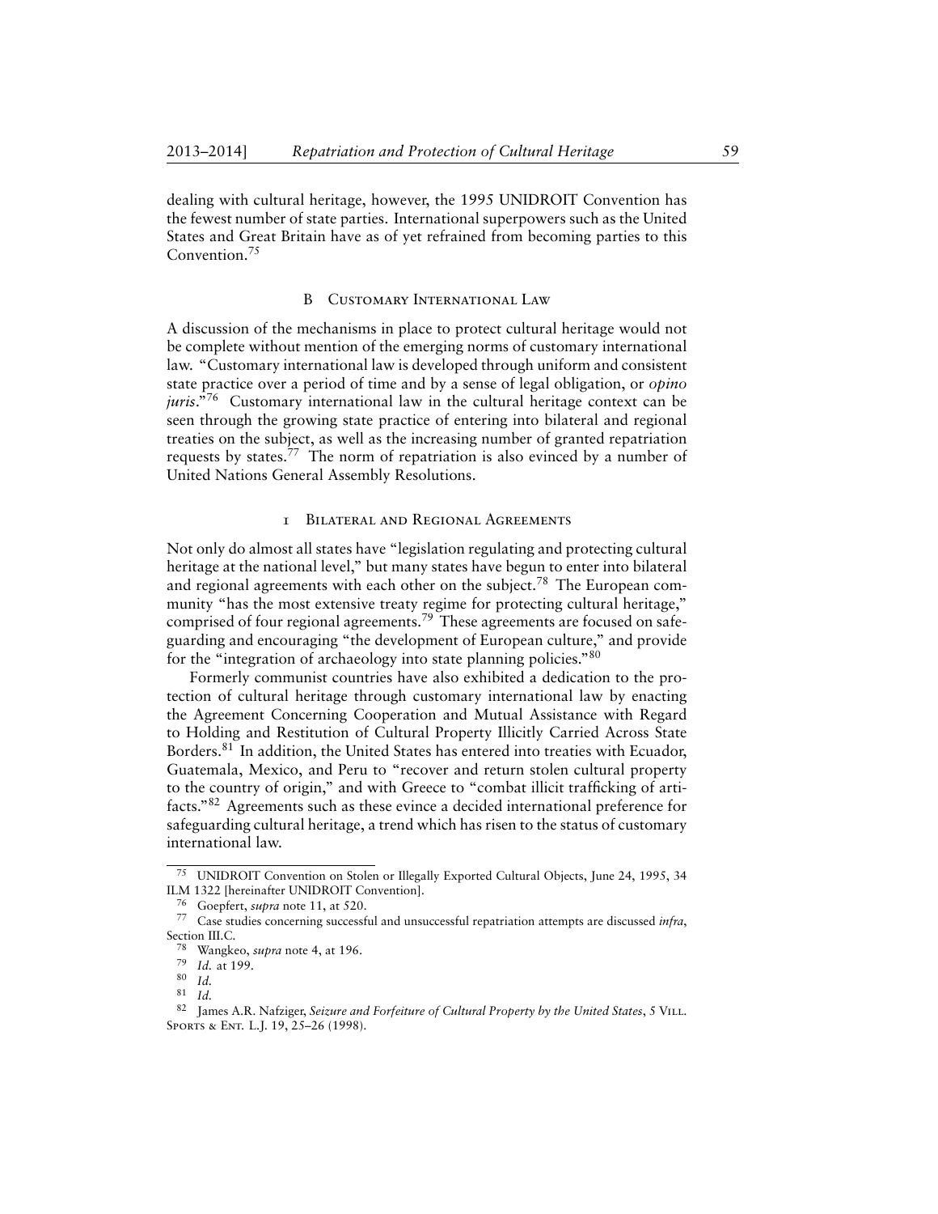dealing with cultural heritage, however, the 1995 UNIDROIT Convention has the fewest number of state parties. International superpowers such as the United States and Great Britain have as of yet refrained from becoming parties to this Convention.[75]

### B Customary International Law

A discussion of the mechanisms in place to protect cultural heritage would not be complete without mention of the emerging norms of customary international law. "Customary international law is developed through uniform and consistent state practice over a period of time and by a sense of legal obligation, or *opino juris*."[76] Customary international law in the cultural heritage context can be seen through the growing state practice of entering into bilateral and regional treaties on the subject, as well as the increasing number of granted repatriation requests by states.[77] The norm of repatriation is also evinced by a number of United Nations General Assembly Resolutions.

#### 1 Bilateral and Regional Agreements

Not only do almost all states have "legislation regulating and protecting cultural heritage at the national level," but many states have begun to enter into bilateral and regional agreements with each other on the subject.[78] The European community "has the most extensive treaty regime for protecting cultural heritage," comprised of four regional agreements.[79] These agreements are focused on safeguarding and encouraging "the development of European culture," and provide for the "integration of archaeology into state planning policies."[80]

Formerly communist countries have also exhibited a dedication to the protection of cultural heritage through customary international law by enacting the Agreement Concerning Cooperation and Mutual Assistance with Regard to Holding and Restitution of Cultural Property Illicitly Carried Across State Borders.[81] In addition, the United States has entered into treaties with Ecuador, Guatemala, Mexico, and Peru to "recover and return stolen cultural property to the country of origin," and with Greece to "combat illicit trafficking of artifacts."[82] Agreements such as these evince a decided international preference for safeguarding cultural heritage, a trend which has risen to the status of customary international law.

---

[75] UNIDROIT Convention on Stolen or Illegally Exported Cultural Objects, June 24, 1995, 34 ILM 1322 [hereinafter UNIDROIT Convention].

[76] Goepfert, *supra* note 11, at 520.

[77] Case studies concerning successful and unsuccessful repatriation attempts are discussed *infra*, Section III.C.

[78] Wangkeo, *supra* note 4, at 196.

[79] *Id.* at 199.

[80] *Id.*

[81] *Id.*

[82] James A.R. Nafziger, *Seizure and Forfeiture of Cultural Property by the United States*, 5 Vill. Sports & Ent. L.J. 19, 25–26 (1998).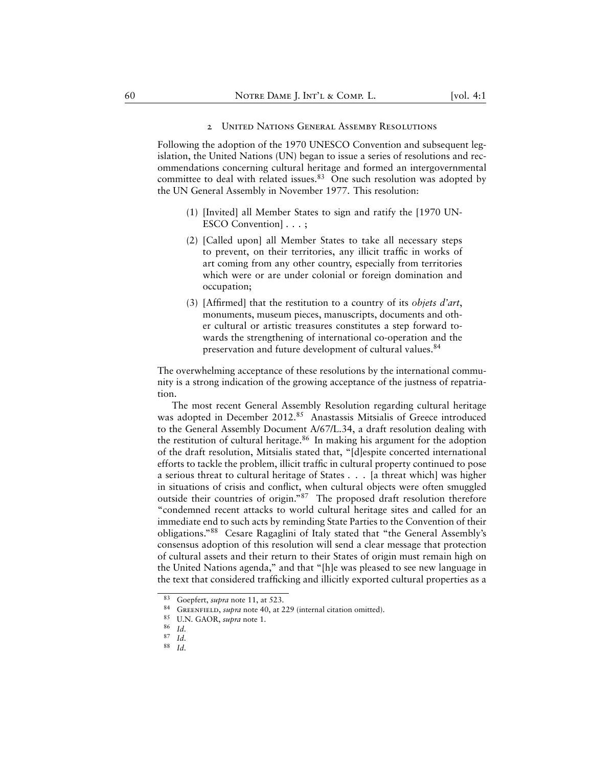### 2 United Nations General Assemby Resolutions

Following the adoption of the 1970 UNESCO Convention and subsequent legislation, the United Nations (UN) began to issue a series of resolutions and recommendations concerning cultural heritage and formed an intergovernmental committee to deal with related issues.[83] One such resolution was adopted by the UN General Assembly in November 1977. This resolution:

> (1) [Invited] all Member States to sign and ratify the [1970 UNESCO Convention] . . . ;
>
> (2) [Called upon] all Member States to take all necessary steps to prevent, on their territories, any illicit traffic in works of art coming from any other country, especially from territories which were or are under colonial or foreign domination and occupation;
>
> (3) [Affirmed] that the restitution to a country of its *objets d'art*, monuments, museum pieces, manuscripts, documents and other cultural or artistic treasures constitutes a step forward towards the strengthening of international co-operation and the preservation and future development of cultural values.[84]

The overwhelming acceptance of these resolutions by the international community is a strong indication of the growing acceptance of the justness of repatriation.

The most recent General Assembly Resolution regarding cultural heritage was adopted in December 2012.[85] Anastassis Mitsialis of Greece introduced to the General Assembly Document A/67/L.34, a draft resolution dealing with the restitution of cultural heritage.[86] In making his argument for the adoption of the draft resolution, Mitsialis stated that, "[d]espite concerted international efforts to tackle the problem, illicit traffic in cultural property continued to pose a serious threat to cultural heritage of States . . . [a threat which] was higher in situations of crisis and conflict, when cultural objects were often smuggled outside their countries of origin."[87] The proposed draft resolution therefore "condemned recent attacks to world cultural heritage sites and called for an immediate end to such acts by reminding State Parties to the Convention of their obligations."[88] Cesare Ragaglini of Italy stated that "the General Assembly's consensus adoption of this resolution will send a clear message that protection of cultural assets and their return to their States of origin must remain high on the United Nations agenda," and that "[h]e was pleased to see new language in the text that considered trafficking and illicitly exported cultural properties as a

---

[83] Goepfert, *supra* note 11, at 523.

[84] Greenfield, *supra* note 40, at 229 (internal citation omitted).

[85] U.N. GAOR, *supra* note 1.

[86] *Id.*

[87] *Id.*

[88] *Id.*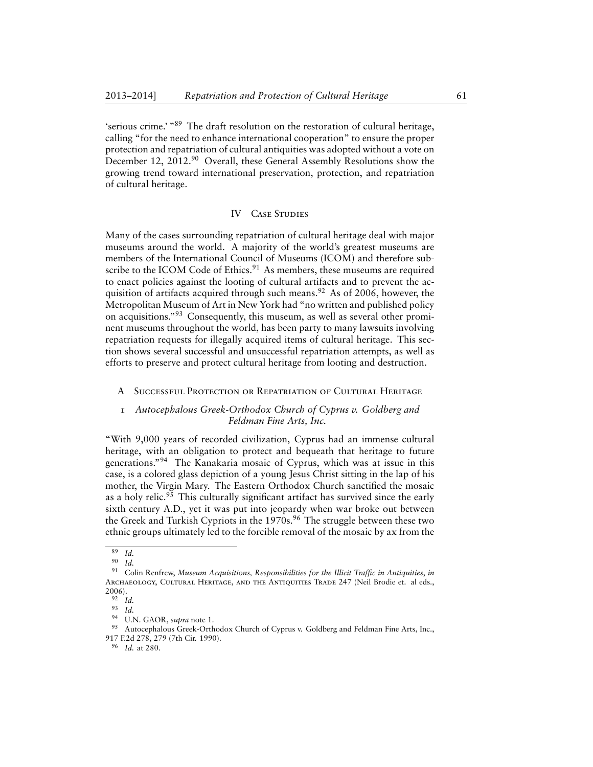'serious crime.' "[89] The draft resolution on the restoration of cultural heritage, calling "for the need to enhance international cooperation" to ensure the proper protection and repatriation of cultural antiquities was adopted without a vote on December 12, 2012.[90] Overall, these General Assembly Resolutions show the growing trend toward international preservation, protection, and repatriation of cultural heritage.

## IV Case Studies

Many of the cases surrounding repatriation of cultural heritage deal with major museums around the world. A majority of the world's greatest museums are members of the International Council of Museums (ICOM) and therefore subscribe to the ICOM Code of Ethics.[91] As members, these museums are required to enact policies against the looting of cultural artifacts and to prevent the acquisition of artifacts acquired through such means.[92] As of 2006, however, the Metropolitan Museum of Art in New York had "no written and published policy on acquisitions."[93] Consequently, this museum, as well as several other prominent museums throughout the world, has been party to many lawsuits involving repatriation requests for illegally acquired items of cultural heritage. This section shows several successful and unsuccessful repatriation attempts, as well as efforts to preserve and protect cultural heritage from looting and destruction.

### A Successful Protection or Repatriation of Cultural Heritage

#### 1 *Autocephalous Greek-Orthodox Church of Cyprus v. Goldberg and Feldman Fine Arts, Inc.*

"With 9,000 years of recorded civilization, Cyprus had an immense cultural heritage, with an obligation to protect and bequeath that heritage to future generations."[94] The Kanakaria mosaic of Cyprus, which was at issue in this case, is a colored glass depiction of a young Jesus Christ sitting in the lap of his mother, the Virgin Mary. The Eastern Orthodox Church sanctified the mosaic as a holy relic.[95] This culturally significant artifact has survived since the early sixth century A.D., yet it was put into jeopardy when war broke out between the Greek and Turkish Cypriots in the 1970s.[96] The struggle between these two ethnic groups ultimately led to the forcible removal of the mosaic by ax from the

---

[89] *Id.*

[90] *Id.*

[91] Colin Renfrew, *Museum Acquisitions, Responsibilities for the Illicit Traffic in Antiquities*, *in* Archaeology, Cultural Heritage, and the Antiquities Trade 247 (Neil Brodie et. al eds., 2006).

[92] *Id.*

[93] *Id.*

[94] U.N. GAOR, *supra* note 1.

[95] Autocephalous Greek-Orthodox Church of Cyprus v. Goldberg and Feldman Fine Arts, Inc., 917 F.2d 278, 279 (7th Cir. 1990).

[96] *Id.* at 280.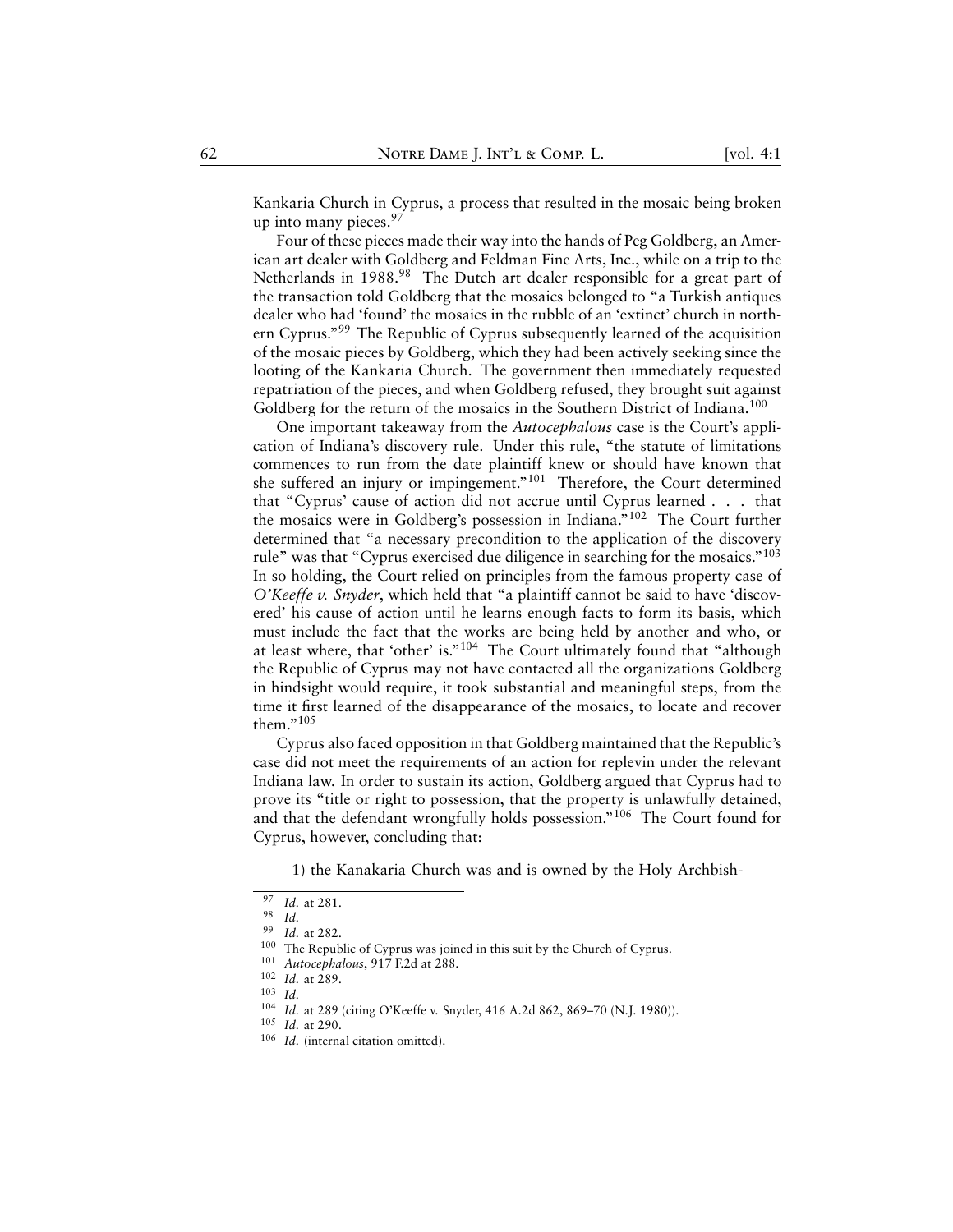Kankaria Church in Cyprus, a process that resulted in the mosaic being broken up into many pieces.[97]

Four of these pieces made their way into the hands of Peg Goldberg, an American art dealer with Goldberg and Feldman Fine Arts, Inc., while on a trip to the Netherlands in 1988.[98] The Dutch art dealer responsible for a great part of the transaction told Goldberg that the mosaics belonged to "a Turkish antiques dealer who had 'found' the mosaics in the rubble of an 'extinct' church in northern Cyprus."[99] The Republic of Cyprus subsequently learned of the acquisition of the mosaic pieces by Goldberg, which they had been actively seeking since the looting of the Kankaria Church. The government then immediately requested repatriation of the pieces, and when Goldberg refused, they brought suit against Goldberg for the return of the mosaics in the Southern District of Indiana.[100]

One important takeaway from the *Autocephalous* case is the Court's application of Indiana's discovery rule. Under this rule, "the statute of limitations commences to run from the date plaintiff knew or should have known that she suffered an injury or impingement."[101] Therefore, the Court determined that "Cyprus' cause of action did not accrue until Cyprus learned . . . that the mosaics were in Goldberg's possession in Indiana."[102] The Court further determined that "a necessary precondition to the application of the discovery rule" was that "Cyprus exercised due diligence in searching for the mosaics."[103] In so holding, the Court relied on principles from the famous property case of *O'Keeffe v. Snyder*, which held that "a plaintiff cannot be said to have 'discovered' his cause of action until he learns enough facts to form its basis, which must include the fact that the works are being held by another and who, or at least where, that 'other' is."[104] The Court ultimately found that "although the Republic of Cyprus may not have contacted all the organizations Goldberg in hindsight would require, it took substantial and meaningful steps, from the time it first learned of the disappearance of the mosaics, to locate and recover them."[105]

Cyprus also faced opposition in that Goldberg maintained that the Republic's case did not meet the requirements of an action for replevin under the relevant Indiana law. In order to sustain its action, Goldberg argued that Cyprus had to prove its "title or right to possession, that the property is unlawfully detained, and that the defendant wrongfully holds possession."[106] The Court found for Cyprus, however, concluding that:

> 1) the Kanakaria Church was and is owned by the Holy Archbish-

---

[97] *Id.* at 281.

[98] *Id.*

[99] *Id.* at 282.

[100] The Republic of Cyprus was joined in this suit by the Church of Cyprus.

[101] *Autocephalous*, 917 F.2d at 288.

[102] *Id.* at 289.

[103] *Id.*

[104] *Id.* at 289 (citing O'Keeffe v. Snyder, 416 A.2d 862, 869–70 (N.J. 1980)).

[105] *Id.* at 290.

[106] *Id.* (internal citation omitted).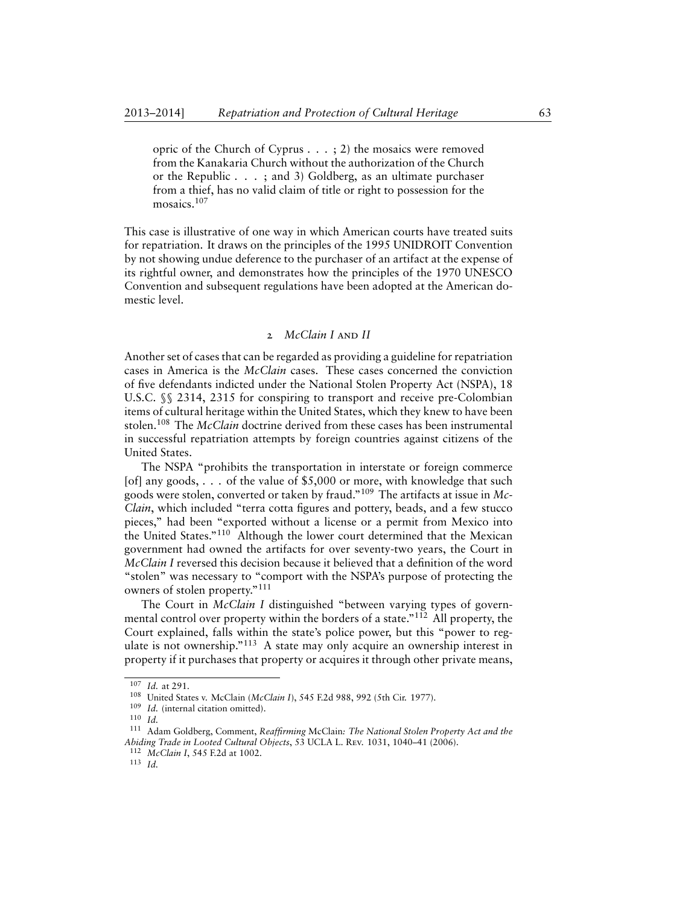opric of the Church of Cyprus . . . ; 2) the mosaics were removed from the Kanakaria Church without the authorization of the Church or the Republic . . . ; and 3) Goldberg, as an ultimate purchaser from a thief, has no valid claim of title or right to possession for the mosaics.[107]

This case is illustrative of one way in which American courts have treated suits for repatriation. It draws on the principles of the 1995 UNIDROIT Convention by not showing undue deference to the purchaser of an artifact at the expense of its rightful owner, and demonstrates how the principles of the 1970 UNESCO Convention and subsequent regulations have been adopted at the American domestic level.

### 2 *McClain I* and *II*

Another set of cases that can be regarded as providing a guideline for repatriation cases in America is the *McClain* cases. These cases concerned the conviction of five defendants indicted under the National Stolen Property Act (NSPA), 18 U.S.C. §§ 2314, 2315 for conspiring to transport and receive pre-Colombian items of cultural heritage within the United States, which they knew to have been stolen.[108] The *McClain* doctrine derived from these cases has been instrumental in successful repatriation attempts by foreign countries against citizens of the United States.

The NSPA "prohibits the transportation in interstate or foreign commerce [of] any goods, . . . of the value of $5,000 or more, with knowledge that such goods were stolen, converted or taken by fraud."[109] The artifacts at issue in *McClain*, which included "terra cotta figures and pottery, beads, and a few stucco pieces," had been "exported without a license or a permit from Mexico into the United States."[110] Although the lower court determined that the Mexican government had owned the artifacts for over seventy-two years, the Court in *McClain I* reversed this decision because it believed that a definition of the word "stolen" was necessary to "comport with the NSPA's purpose of protecting the owners of stolen property."[111]

The Court in *McClain I* distinguished "between varying types of governmental control over property within the borders of a state."[112] All property, the Court explained, falls within the state's police power, but this "power to regulate is not ownership."[113] A state may only acquire an ownership interest in property if it purchases that property or acquires it through other private means,

---

[107] *Id.* at 291.

[108] United States v. McClain (*McClain I*), 545 F.2d 988, 992 (5th Cir. 1977).

[109] *Id.* (internal citation omitted).

[110] *Id.*

[111] Adam Goldberg, Comment, *Reaffirming* McClain*: The National Stolen Property Act and the Abiding Trade in Looted Cultural Objects*, 53 UCLA L. Rev. 1031, 1040–41 (2006).

[112] *McClain I*, 545 F.2d at 1002.

[113] *Id.*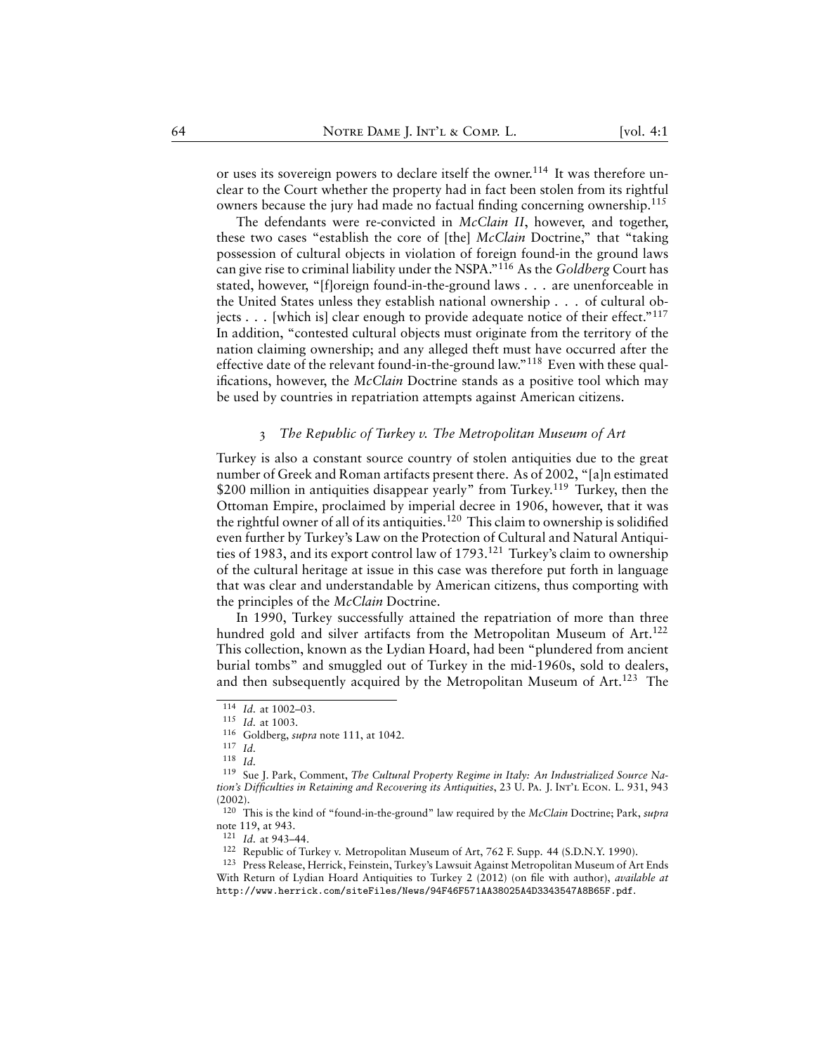or uses its sovereign powers to declare itself the owner.[114] It was therefore unclear to the Court whether the property had in fact been stolen from its rightful owners because the jury had made no factual finding concerning ownership.[115]

The defendants were re-convicted in *McClain II*, however, and together, these two cases "establish the core of [the] *McClain* Doctrine," that "taking possession of cultural objects in violation of foreign found-in the ground laws can give rise to criminal liability under the NSPA."[116] As the *Goldberg* Court has stated, however, "[f]oreign found-in-the-ground laws . . . are unenforceable in the United States unless they establish national ownership . . . of cultural objects . . . [which is] clear enough to provide adequate notice of their effect."[117] In addition, "contested cultural objects must originate from the territory of the nation claiming ownership; and any alleged theft must have occurred after the effective date of the relevant found-in-the-ground law."[118] Even with these qualifications, however, the *McClain* Doctrine stands as a positive tool which may be used by countries in repatriation attempts against American citizens.

### 3 *The Republic of Turkey v. The Metropolitan Museum of Art*

Turkey is also a constant source country of stolen antiquities due to the great number of Greek and Roman artifacts present there. As of 2002, "[a]n estimated $200 million in antiquities disappear yearly" from Turkey.[119] Turkey, then the Ottoman Empire, proclaimed by imperial decree in 1906, however, that it was the rightful owner of all of its antiquities.[120] This claim to ownership is solidified even further by Turkey's Law on the Protection of Cultural and Natural Antiquities of 1983, and its export control law of 1793.[121] Turkey's claim to ownership of the cultural heritage at issue in this case was therefore put forth in language that was clear and understandable by American citizens, thus comporting with the principles of the *McClain* Doctrine.

In 1990, Turkey successfully attained the repatriation of more than three hundred gold and silver artifacts from the Metropolitan Museum of Art.[122] This collection, known as the Lydian Hoard, had been "plundered from ancient burial tombs" and smuggled out of Turkey in the mid-1960s, sold to dealers, and then subsequently acquired by the Metropolitan Museum of Art.[123] The

---

[114] *Id.* at 1002–03.

[115] *Id.* at 1003.

[116] Goldberg, *supra* note 111, at 1042.

[117] *Id.*

[118] *Id.*

[119] Sue J. Park, Comment, *The Cultural Property Regime in Italy: An Industrialized Source Nation's Difficulties in Retaining and Recovering its Antiquities*, 23 U. Pa. J. Int'l Econ. L. 931, 943 (2002).

[120] This is the kind of "found-in-the-ground" law required by the *McClain* Doctrine; Park, *supra* note 119, at 943.

[121] *Id.* at 943–44.

[122] Republic of Turkey v. Metropolitan Museum of Art, 762 F. Supp. 44 (S.D.N.Y. 1990).

[123] Press Release, Herrick, Feinstein, Turkey's Lawsuit Against Metropolitan Museum of Art Ends With Return of Lydian Hoard Antiquities to Turkey 2 (2012) (on file with author), *available at* http://www.herrick.com/siteFiles/News/94F46F571AA38025A4D3343547A8B65F.pdf.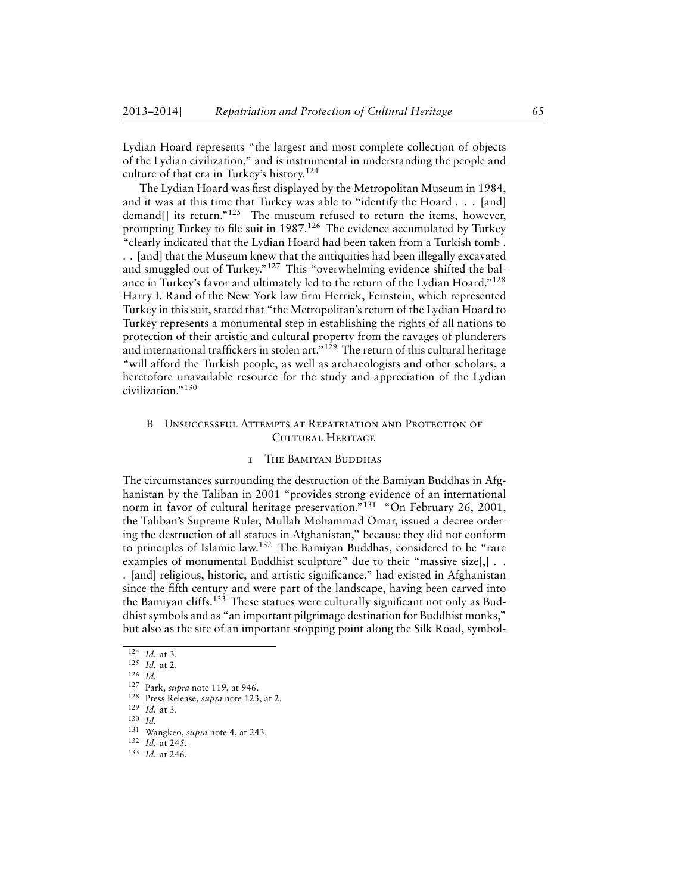Lydian Hoard represents "the largest and most complete collection of objects of the Lydian civilization," and is instrumental in understanding the people and culture of that era in Turkey's history.[124]

The Lydian Hoard was first displayed by the Metropolitan Museum in 1984, and it was at this time that Turkey was able to "identify the Hoard . . . [and] demand[] its return."[125] The museum refused to return the items, however, prompting Turkey to file suit in 1987.[126] The evidence accumulated by Turkey "clearly indicated that the Lydian Hoard had been taken from a Turkish tomb . . . [and] that the Museum knew that the antiquities had been illegally excavated and smuggled out of Turkey."[127] This "overwhelming evidence shifted the balance in Turkey's favor and ultimately led to the return of the Lydian Hoard."[128] Harry I. Rand of the New York law firm Herrick, Feinstein, which represented Turkey in this suit, stated that "the Metropolitan's return of the Lydian Hoard to Turkey represents a monumental step in establishing the rights of all nations to protection of their artistic and cultural property from the ravages of plunderers and international traffickers in stolen art."[129] The return of this cultural heritage "will afford the Turkish people, as well as archaeologists and other scholars, a heretofore unavailable resource for the study and appreciation of the Lydian civilization."[130]

## B Unsuccessful Attempts at Repatriation and Protection of Cultural Heritage

### 1 The Bamiyan Buddhas

The circumstances surrounding the destruction of the Bamiyan Buddhas in Afghanistan by the Taliban in 2001 "provides strong evidence of an international norm in favor of cultural heritage preservation."[131] "On February 26, 2001, the Taliban's Supreme Ruler, Mullah Mohammad Omar, issued a decree ordering the destruction of all statues in Afghanistan," because they did not conform to principles of Islamic law.[132] The Bamiyan Buddhas, considered to be "rare examples of monumental Buddhist sculpture" due to their "massive size[,] . . . [and] religious, historic, and artistic significance," had existed in Afghanistan since the fifth century and were part of the landscape, having been carved into the Bamiyan cliffs.[133] These statues were culturally significant not only as Buddhist symbols and as "an important pilgrimage destination for Buddhist monks," but also as the site of an important stopping point along the Silk Road, symbol-

---

124 *Id.* at 3.

125 *Id.* at 2.

126 *Id.*

127 Park, *supra* note 119, at 946.

128 Press Release, *supra* note 123, at 2.

129 *Id.* at 3.

130 *Id.*

131 Wangkeo, *supra* note 4, at 243.

132 *Id.* at 245.

133 *Id.* at 246.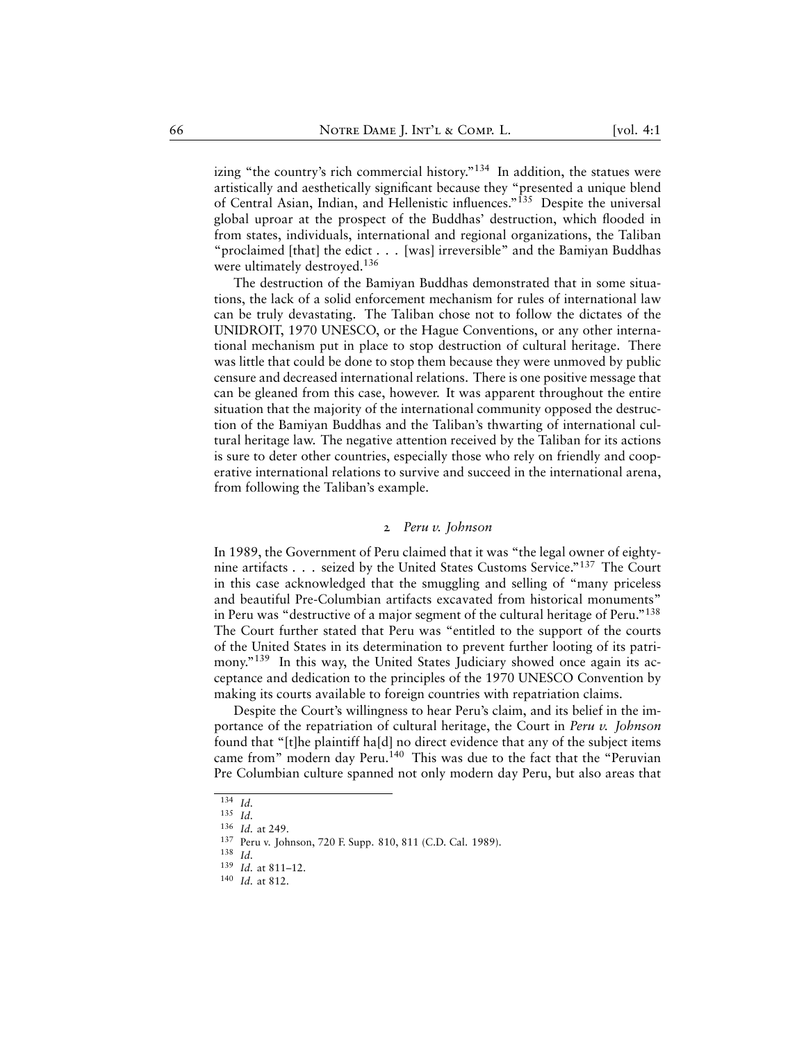izing "the country's rich commercial history."[134] In addition, the statues were artistically and aesthetically significant because they "presented a unique blend of Central Asian, Indian, and Hellenistic influences."[135] Despite the universal global uproar at the prospect of the Buddhas' destruction, which flooded in from states, individuals, international and regional organizations, the Taliban "proclaimed [that] the edict . . . [was] irreversible" and the Bamiyan Buddhas were ultimately destroyed.[136]

The destruction of the Bamiyan Buddhas demonstrated that in some situations, the lack of a solid enforcement mechanism for rules of international law can be truly devastating. The Taliban chose not to follow the dictates of the UNIDROIT, 1970 UNESCO, or the Hague Conventions, or any other international mechanism put in place to stop destruction of cultural heritage. There was little that could be done to stop them because they were unmoved by public censure and decreased international relations. There is one positive message that can be gleaned from this case, however. It was apparent throughout the entire situation that the majority of the international community opposed the destruction of the Bamiyan Buddhas and the Taliban's thwarting of international cultural heritage law. The negative attention received by the Taliban for its actions is sure to deter other countries, especially those who rely on friendly and cooperative international relations to survive and succeed in the international arena, from following the Taliban's example.

### 2 *Peru v. Johnson*

In 1989, the Government of Peru claimed that it was "the legal owner of eighty-nine artifacts . . . seized by the United States Customs Service."[137] The Court in this case acknowledged that the smuggling and selling of "many priceless and beautiful Pre-Columbian artifacts excavated from historical monuments" in Peru was "destructive of a major segment of the cultural heritage of Peru."[138] The Court further stated that Peru was "entitled to the support of the courts of the United States in its determination to prevent further looting of its patrimony."[139] In this way, the United States Judiciary showed once again its acceptance and dedication to the principles of the 1970 UNESCO Convention by making its courts available to foreign countries with repatriation claims.

Despite the Court's willingness to hear Peru's claim, and its belief in the importance of the repatriation of cultural heritage, the Court in *Peru v. Johnson* found that "[t]he plaintiff ha[d] no direct evidence that any of the subject items came from" modern day Peru.[140] This was due to the fact that the "Peruvian Pre Columbian culture spanned not only modern day Peru, but also areas that

---

[134] *Id.*

[135] *Id.*

[136] *Id.* at 249.

[137] Peru v. Johnson, 720 F. Supp. 810, 811 (C.D. Cal. 1989).

[138] *Id.*

[139] *Id.* at 811–12.

[140] *Id.* at 812.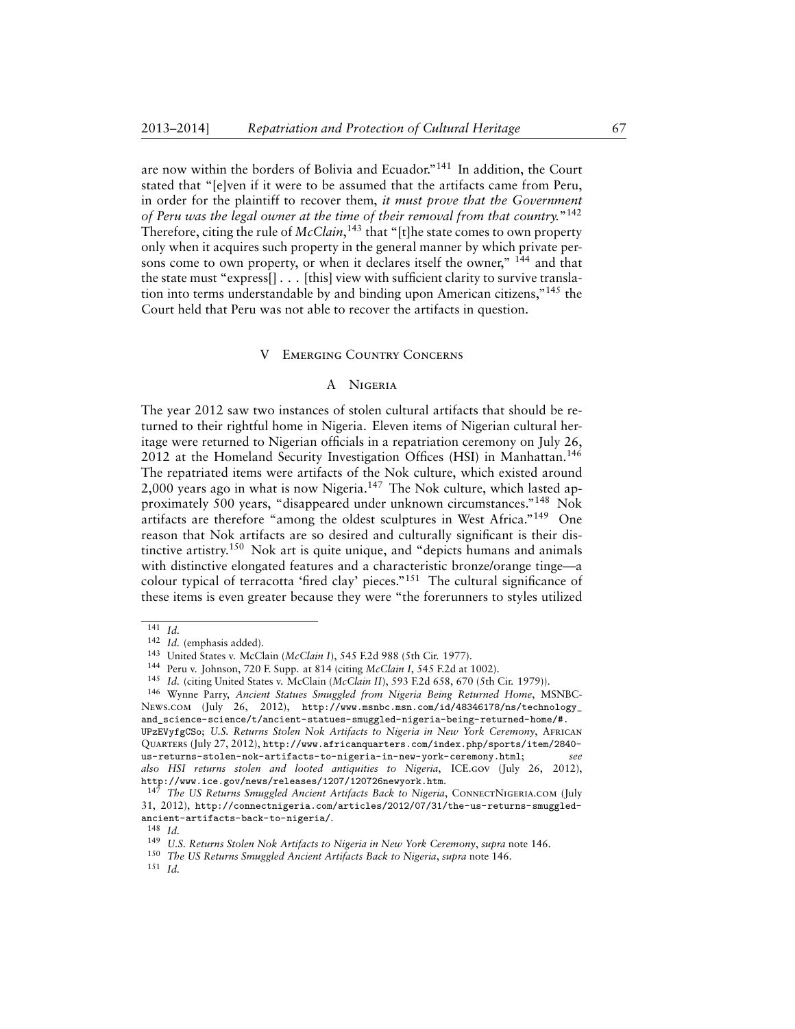are now within the borders of Bolivia and Ecuador."[141] In addition, the Court stated that "[e]ven if it were to be assumed that the artifacts came from Peru, in order for the plaintiff to recover them, *it must prove that the Government of Peru was the legal owner at the time of their removal from that country.*"[142] Therefore, citing the rule of *McClain*,[143] that "[t]he state comes to own property only when it acquires such property in the general manner by which private persons come to own property, or when it declares itself the owner," [144] and that the state must "express[] . . . [this] view with sufficient clarity to survive translation into terms understandable by and binding upon American citizens,"[145] the Court held that Peru was not able to recover the artifacts in question.

## V Emerging Country Concerns

### A Nigeria

The year 2012 saw two instances of stolen cultural artifacts that should be returned to their rightful home in Nigeria. Eleven items of Nigerian cultural heritage were returned to Nigerian officials in a repatriation ceremony on July 26, 2012 at the Homeland Security Investigation Offices (HSI) in Manhattan.[146] The repatriated items were artifacts of the Nok culture, which existed around 2,000 years ago in what is now Nigeria.[147] The Nok culture, which lasted approximately 500 years, "disappeared under unknown circumstances."[148] Nok artifacts are therefore "among the oldest sculptures in West Africa."[149] One reason that Nok artifacts are so desired and culturally significant is their distinctive artistry.[150] Nok art is quite unique, and "depicts humans and animals with distinctive elongated features and a characteristic bronze/orange tinge—a colour typical of terracotta 'fired clay' pieces."[151] The cultural significance of these items is even greater because they were "the forerunners to styles utilized

---

[141] *Id.*

[142] *Id.* (emphasis added).

[143] United States v. McClain (*McClain I*), 545 F.2d 988 (5th Cir. 1977).

[144] Peru v. Johnson, 720 F. Supp. at 814 (citing *McClain I*, 545 F.2d at 1002).

[145] *Id.* (citing United States v. McClain (*McClain II*), 593 F.2d 658, 670 (5th Cir. 1979)).

[146] Wynne Parry, *Ancient Statues Smuggled from Nigeria Being Returned Home*, MSNBC-News.com (July 26, 2012), http://www.msnbc.msn.com/id/48346178/ns/technology_and_science-science/t/ancient-statues-smuggled-nigeria-being-returned-home/#.UPzEVyfgCSo; *U.S. Returns Stolen Nok Artifacts to Nigeria in New York Ceremony*, African Quarters (July 27, 2012), http://www.africanquarters.com/index.php/sports/item/2840-us-returns-stolen-nok-artifacts-to-nigeria-in-new-york-ceremony.html; *see also HSI returns stolen and looted antiquities to Nigeria*, ICE.gov (July 26, 2012), http://www.ice.gov/news/releases/1207/120726newyork.htm.

[147] *The US Returns Smuggled Ancient Artifacts Back to Nigeria*, ConnectNigeria.com (July 31, 2012), http://connectnigeria.com/articles/2012/07/31/the-us-returns-smuggled-ancient-artifacts-back-to-nigeria/.

[148] *Id.*

[149] *U.S. Returns Stolen Nok Artifacts to Nigeria in New York Ceremony*, *supra* note 146.

[150] *The US Returns Smuggled Ancient Artifacts Back to Nigeria*, *supra* note 146.

[151] *Id.*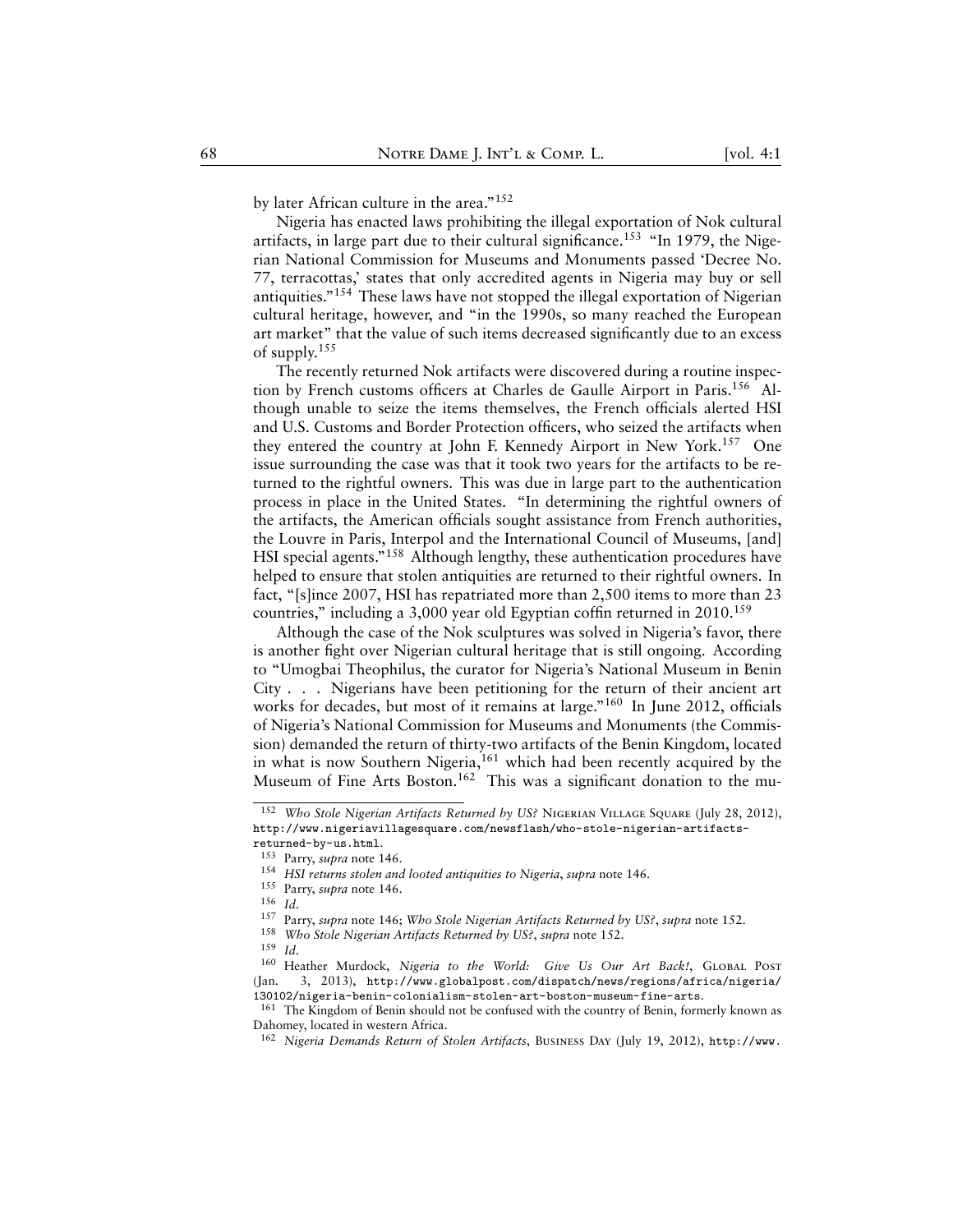by later African culture in the area."[152]

Nigeria has enacted laws prohibiting the illegal exportation of Nok cultural artifacts, in large part due to their cultural significance.[153] "In 1979, the Nigerian National Commission for Museums and Monuments passed 'Decree No. 77, terracottas,' states that only accredited agents in Nigeria may buy or sell antiquities."[154] These laws have not stopped the illegal exportation of Nigerian cultural heritage, however, and "in the 1990s, so many reached the European art market" that the value of such items decreased significantly due to an excess of supply.[155]

The recently returned Nok artifacts were discovered during a routine inspection by French customs officers at Charles de Gaulle Airport in Paris.[156] Although unable to seize the items themselves, the French officials alerted HSI and U.S. Customs and Border Protection officers, who seized the artifacts when they entered the country at John F. Kennedy Airport in New York.[157] One issue surrounding the case was that it took two years for the artifacts to be returned to the rightful owners. This was due in large part to the authentication process in place in the United States. "In determining the rightful owners of the artifacts, the American officials sought assistance from French authorities, the Louvre in Paris, Interpol and the International Council of Museums, [and] HSI special agents."[158] Although lengthy, these authentication procedures have helped to ensure that stolen antiquities are returned to their rightful owners. In fact, "[s]ince 2007, HSI has repatriated more than 2,500 items to more than 23 countries," including a 3,000 year old Egyptian coffin returned in 2010.[159]

Although the case of the Nok sculptures was solved in Nigeria's favor, there is another fight over Nigerian cultural heritage that is still ongoing. According to "Umogbai Theophilus, the curator for Nigeria's National Museum in Benin City . . . Nigerians have been petitioning for the return of their ancient art works for decades, but most of it remains at large."[160] In June 2012, officials of Nigeria's National Commission for Museums and Monuments (the Commission) demanded the return of thirty-two artifacts of the Benin Kingdom, located in what is now Southern Nigeria,[161] which had been recently acquired by the Museum of Fine Arts Boston.[162] This was a significant donation to the mu-

---

[152] *Who Stole Nigerian Artifacts Returned by US?* Nigerian Village Square (July 28, 2012), http://www.nigeriavillagesquare.com/newsflash/who-stole-nigerian-artifacts-returned-by-us.html.

[153] Parry, *supra* note 146.

[154] *HSI returns stolen and looted antiquities to Nigeria*, *supra* note 146.

[155] Parry, *supra* note 146.

[156] *Id.*

[157] Parry, *supra* note 146; *Who Stole Nigerian Artifacts Returned by US?*, *supra* note 152.

[158] *Who Stole Nigerian Artifacts Returned by US?*, *supra* note 152.

[159] *Id.*

[160] Heather Murdock, *Nigeria to the World: Give Us Our Art Back!*, Global Post (Jan. 3, 2013), http://www.globalpost.com/dispatch/news/regions/africa/nigeria/130102/nigeria-benin-colonialism-stolen-art-boston-museum-fine-arts.

[161] The Kingdom of Benin should not be confused with the country of Benin, formerly known as Dahomey, located in western Africa.

[162] *Nigeria Demands Return of Stolen Artifacts*, Business Day (July 19, 2012), http://www.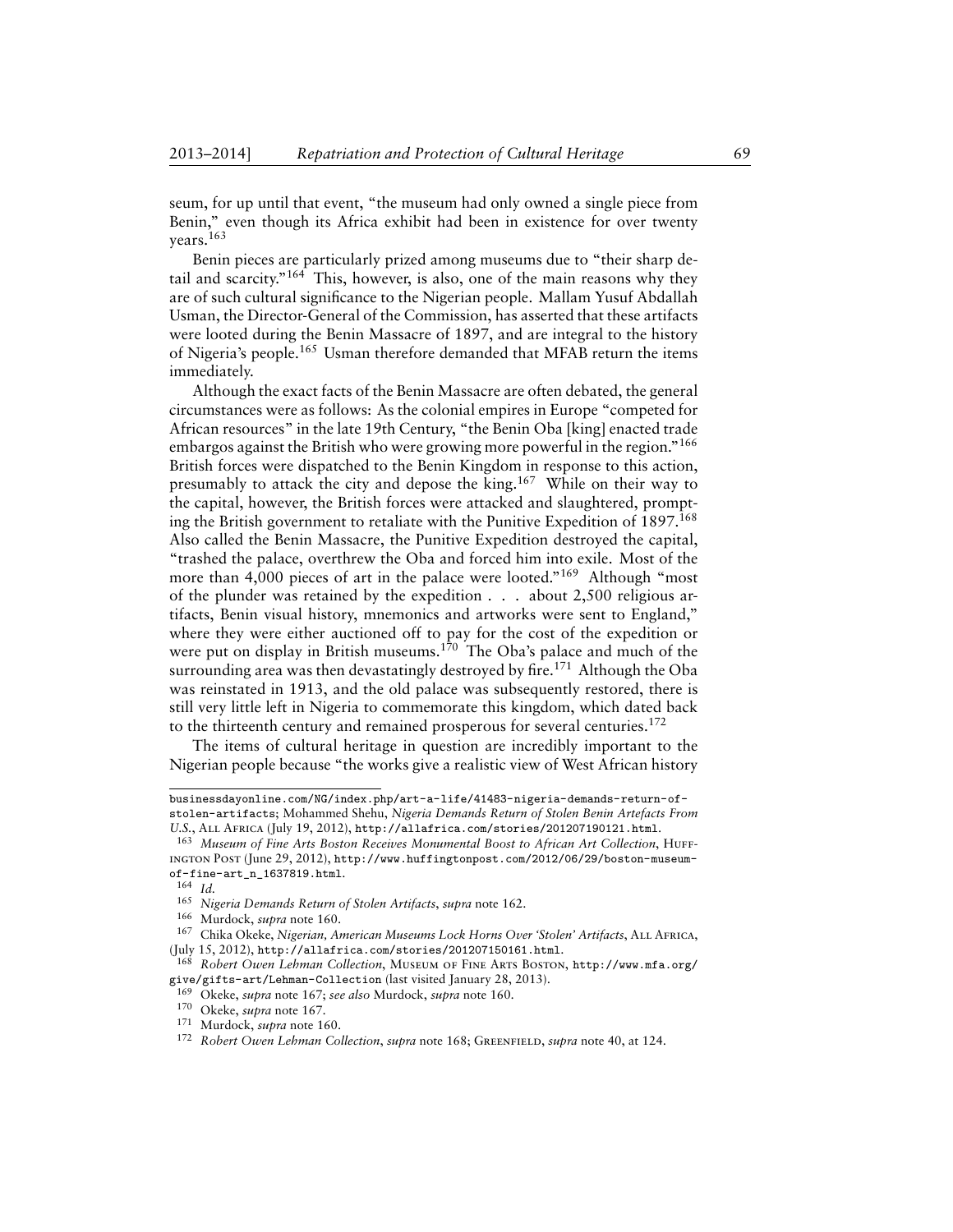seum, for up until that event, "the museum had only owned a single piece from Benin," even though its Africa exhibit had been in existence for over twenty years.[163]

Benin pieces are particularly prized among museums due to "their sharp detail and scarcity."[164] This, however, is also, one of the main reasons why they are of such cultural significance to the Nigerian people. Mallam Yusuf Abdallah Usman, the Director-General of the Commission, has asserted that these artifacts were looted during the Benin Massacre of 1897, and are integral to the history of Nigeria's people.[165] Usman therefore demanded that MFAB return the items immediately.

Although the exact facts of the Benin Massacre are often debated, the general circumstances were as follows: As the colonial empires in Europe "competed for African resources" in the late 19th Century, "the Benin Oba [king] enacted trade embargos against the British who were growing more powerful in the region."[166] British forces were dispatched to the Benin Kingdom in response to this action, presumably to attack the city and depose the king.[167] While on their way to the capital, however, the British forces were attacked and slaughtered, prompting the British government to retaliate with the Punitive Expedition of 1897.[168] Also called the Benin Massacre, the Punitive Expedition destroyed the capital, "trashed the palace, overthrew the Oba and forced him into exile. Most of the more than 4,000 pieces of art in the palace were looted."[169] Although "most of the plunder was retained by the expedition . . . about 2,500 religious artifacts, Benin visual history, mnemonics and artworks were sent to England," where they were either auctioned off to pay for the cost of the expedition or were put on display in British museums.[170] The Oba's palace and much of the surrounding area was then devastatingly destroyed by fire.[171] Although the Oba was reinstated in 1913, and the old palace was subsequently restored, there is still very little left in Nigeria to commemorate this kingdom, which dated back to the thirteenth century and remained prosperous for several centuries.[172]

The items of cultural heritage in question are incredibly important to the Nigerian people because "the works give a realistic view of West African history

---

businessdayonline.com/NG/index.php/art-a-life/41483-nigeria-demands-return-of-stolen-artifacts; Mohammed Shehu, *Nigeria Demands Return of Stolen Benin Artefacts From U.S.*, All Africa (July 19, 2012), http://allafrica.com/stories/201207190121.html.

[163] *Museum of Fine Arts Boston Receives Monumental Boost to African Art Collection*, Huffington Post (June 29, 2012), http://www.huffingtonpost.com/2012/06/29/boston-museum-of-fine-art_n_1637819.html.

[164] *Id.*

[165] *Nigeria Demands Return of Stolen Artifacts*, *supra* note 162.

[166] Murdock, *supra* note 160.

[167] Chika Okeke, *Nigerian, American Museums Lock Horns Over 'Stolen' Artifacts*, All Africa, (July 15, 2012), http://allafrica.com/stories/201207150161.html.

[168] *Robert Owen Lehman Collection*, Museum of Fine Arts Boston, http://www.mfa.org/give/gifts-art/Lehman-Collection (last visited January 28, 2013).

[169] Okeke, *supra* note 167; *see also* Murdock, *supra* note 160.

[170] Okeke, *supra* note 167.

[171] Murdock, *supra* note 160.

[172] *Robert Owen Lehman Collection*, *supra* note 168; Greenfield, *supra* note 40, at 124.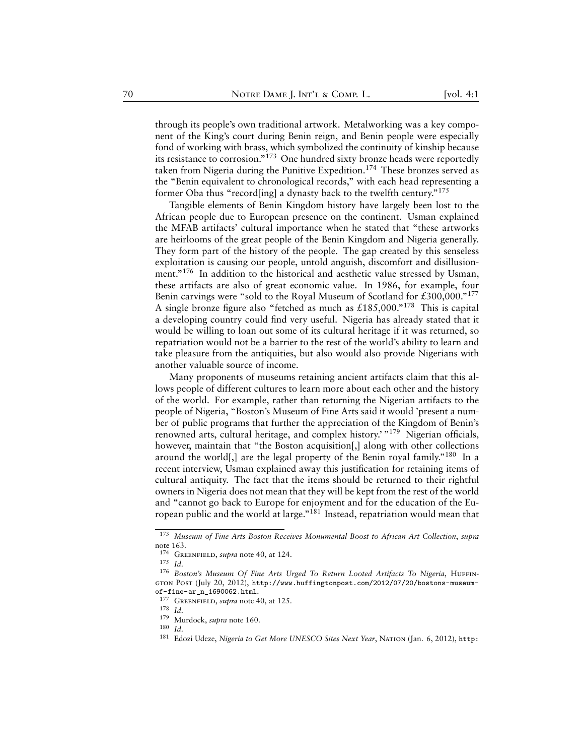through its people's own traditional artwork. Metalworking was a key component of the King's court during Benin reign, and Benin people were especially fond of working with brass, which symbolized the continuity of kinship because its resistance to corrosion."[173] One hundred sixty bronze heads were reportedly taken from Nigeria during the Punitive Expedition.[174] These bronzes served as the "Benin equivalent to chronological records," with each head representing a former Oba thus "record[ing] a dynasty back to the twelfth century."[175]

Tangible elements of Benin Kingdom history have largely been lost to the African people due to European presence on the continent. Usman explained the MFAB artifacts' cultural importance when he stated that "these artworks are heirlooms of the great people of the Benin Kingdom and Nigeria generally. They form part of the history of the people. The gap created by this senseless exploitation is causing our people, untold anguish, discomfort and disillusionment."[176] In addition to the historical and aesthetic value stressed by Usman, these artifacts are also of great economic value. In 1986, for example, four Benin carvings were "sold to the Royal Museum of Scotland for £300,000."[177] A single bronze figure also "fetched as much as £185,000."[178] This is capital a developing country could find very useful. Nigeria has already stated that it would be willing to loan out some of its cultural heritage if it was returned, so repatriation would not be a barrier to the rest of the world's ability to learn and take pleasure from the antiquities, but also would also provide Nigerians with another valuable source of income.

Many proponents of museums retaining ancient artifacts claim that this allows people of different cultures to learn more about each other and the history of the world. For example, rather than returning the Nigerian artifacts to the people of Nigeria, "Boston's Museum of Fine Arts said it would 'present a number of public programs that further the appreciation of the Kingdom of Benin's renowned arts, cultural heritage, and complex history.' "[179] Nigerian officials, however, maintain that "the Boston acquisition[,] along with other collections around the world[,] are the legal property of the Benin royal family."[180] In a recent interview, Usman explained away this justification for retaining items of cultural antiquity. The fact that the items should be returned to their rightful owners in Nigeria does not mean that they will be kept from the rest of the world and "cannot go back to Europe for enjoyment and for the education of the European public and the world at large."[181] Instead, repatriation would mean that

---

[173] *Museum of Fine Arts Boston Receives Monumental Boost to African Art Collection*, *supra* note 163.

[174] Greenfield, *supra* note 40, at 124.

[175] *Id.*

[176] *Boston's Museum Of Fine Arts Urged To Return Looted Artifacts To Nigeria*, Huffington Post (July 20, 2012), `http://www.huffingtonpost.com/2012/07/20/bostons-museum-of-fine-ar_n_1690062.html`.

[177] Greenfield, *supra* note 40, at 125.

[178] *Id.*

[179] Murdock, *supra* note 160.

[180] *Id.*

[181] Edozi Udeze, *Nigeria to Get More UNESCO Sites Next Year*, Nation (Jan. 6, 2012), `http:`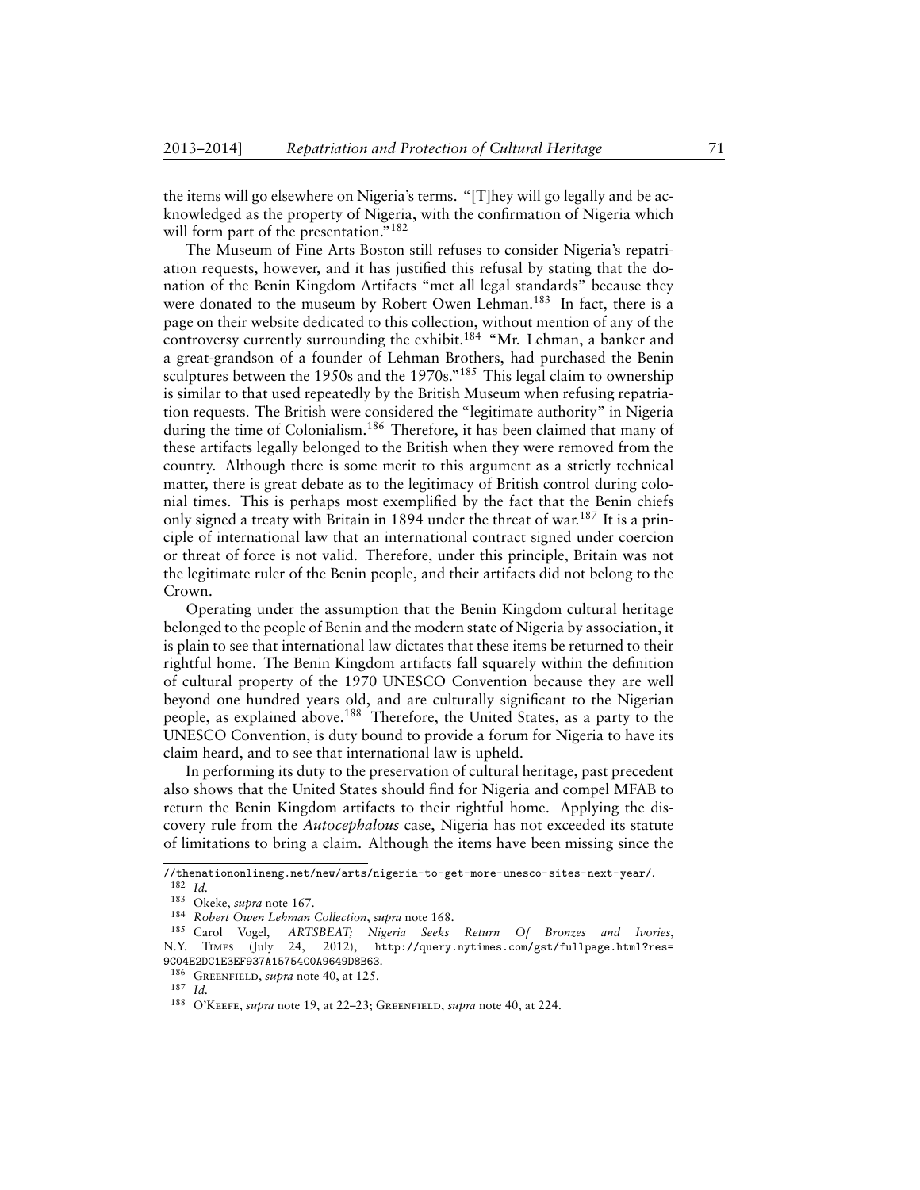the items will go elsewhere on Nigeria's terms. "[T]hey will go legally and be acknowledged as the property of Nigeria, with the confirmation of Nigeria which will form part of the presentation."[182]

The Museum of Fine Arts Boston still refuses to consider Nigeria's repatriation requests, however, and it has justified this refusal by stating that the donation of the Benin Kingdom Artifacts "met all legal standards" because they were donated to the museum by Robert Owen Lehman.[183] In fact, there is a page on their website dedicated to this collection, without mention of any of the controversy currently surrounding the exhibit.[184] "Mr. Lehman, a banker and a great-grandson of a founder of Lehman Brothers, had purchased the Benin sculptures between the 1950s and the 1970s."[185] This legal claim to ownership is similar to that used repeatedly by the British Museum when refusing repatriation requests. The British were considered the "legitimate authority" in Nigeria during the time of Colonialism.[186] Therefore, it has been claimed that many of these artifacts legally belonged to the British when they were removed from the country. Although there is some merit to this argument as a strictly technical matter, there is great debate as to the legitimacy of British control during colonial times. This is perhaps most exemplified by the fact that the Benin chiefs only signed a treaty with Britain in 1894 under the threat of war.[187] It is a principle of international law that an international contract signed under coercion or threat of force is not valid. Therefore, under this principle, Britain was not the legitimate ruler of the Benin people, and their artifacts did not belong to the Crown.

Operating under the assumption that the Benin Kingdom cultural heritage belonged to the people of Benin and the modern state of Nigeria by association, it is plain to see that international law dictates that these items be returned to their rightful home. The Benin Kingdom artifacts fall squarely within the definition of cultural property of the 1970 UNESCO Convention because they are well beyond one hundred years old, and are culturally significant to the Nigerian people, as explained above.[188] Therefore, the United States, as a party to the UNESCO Convention, is duty bound to provide a forum for Nigeria to have its claim heard, and to see that international law is upheld.

In performing its duty to the preservation of cultural heritage, past precedent also shows that the United States should find for Nigeria and compel MFAB to return the Benin Kingdom artifacts to their rightful home. Applying the discovery rule from the *Autocephalous* case, Nigeria has not exceeded its statute of limitations to bring a claim. Although the items have been missing since the

---

//thenationonlineng.net/new/arts/nigeria-to-get-more-unesco-sites-next-year/.

[182] *Id.*

[183] Okeke, *supra* note 167.

[184] *Robert Owen Lehman Collection*, *supra* note 168.

[185] Carol Vogel, *ARTSBEAT; Nigeria Seeks Return Of Bronzes and Ivories*, N.Y. Times (July 24, 2012), http://query.nytimes.com/gst/fullpage.html?res=9C04E2DC1E3EF937A15754C0A9649D8B63.

[186] Greenfield, *supra* note 40, at 125.

[187] *Id.*

[188] O'Keefe, *supra* note 19, at 22–23; Greenfield, *supra* note 40, at 224.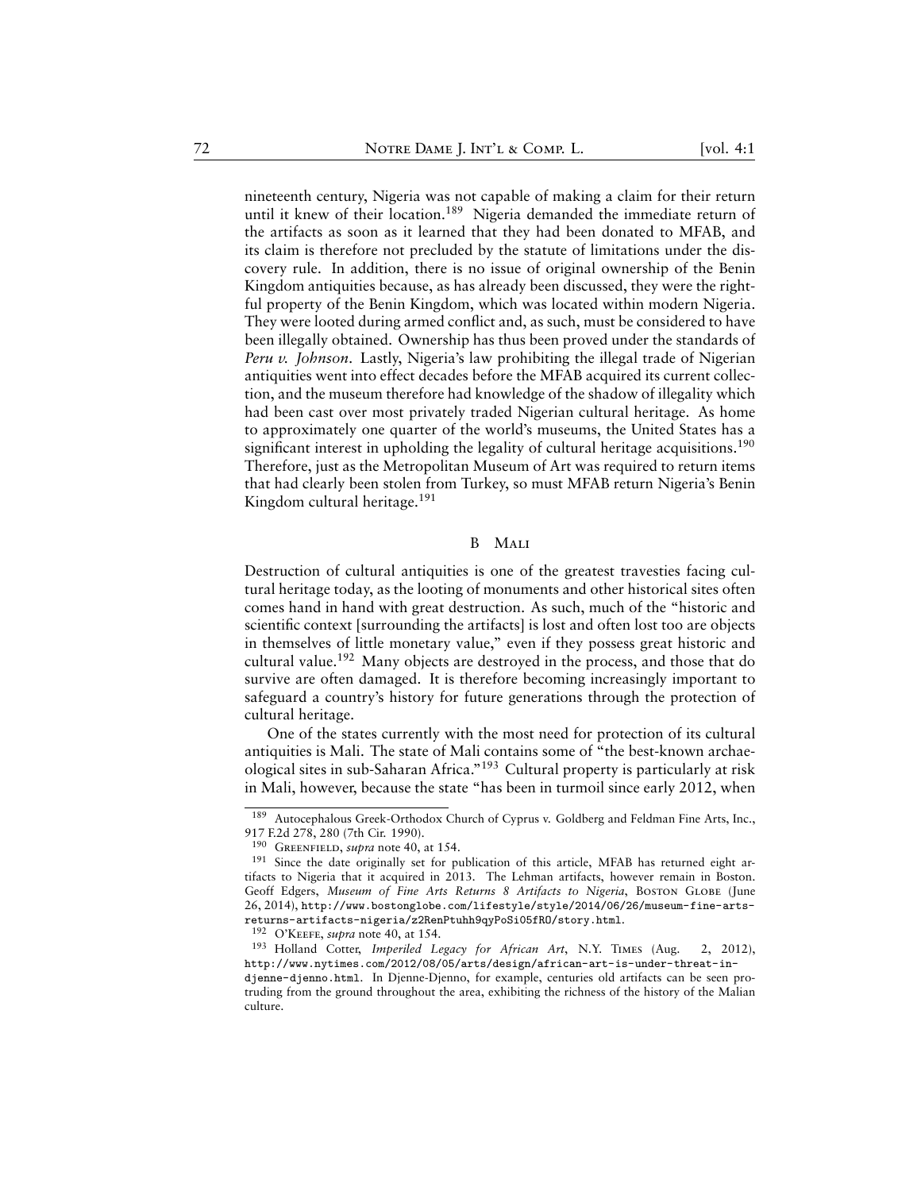nineteenth century, Nigeria was not capable of making a claim for their return until it knew of their location.[189] Nigeria demanded the immediate return of the artifacts as soon as it learned that they had been donated to MFAB, and its claim is therefore not precluded by the statute of limitations under the discovery rule. In addition, there is no issue of original ownership of the Benin Kingdom antiquities because, as has already been discussed, they were the rightful property of the Benin Kingdom, which was located within modern Nigeria. They were looted during armed conflict and, as such, must be considered to have been illegally obtained. Ownership has thus been proved under the standards of *Peru v. Johnson*. Lastly, Nigeria's law prohibiting the illegal trade of Nigerian antiquities went into effect decades before the MFAB acquired its current collection, and the museum therefore had knowledge of the shadow of illegality which had been cast over most privately traded Nigerian cultural heritage. As home to approximately one quarter of the world's museums, the United States has a significant interest in upholding the legality of cultural heritage acquisitions.[190] Therefore, just as the Metropolitan Museum of Art was required to return items that had clearly been stolen from Turkey, so must MFAB return Nigeria's Benin Kingdom cultural heritage.[191]

## B Mali

Destruction of cultural antiquities is one of the greatest travesties facing cultural heritage today, as the looting of monuments and other historical sites often comes hand in hand with great destruction. As such, much of the "historic and scientific context [surrounding the artifacts] is lost and often lost too are objects in themselves of little monetary value," even if they possess great historic and cultural value.[192] Many objects are destroyed in the process, and those that do survive are often damaged. It is therefore becoming increasingly important to safeguard a country's history for future generations through the protection of cultural heritage.

One of the states currently with the most need for protection of its cultural antiquities is Mali. The state of Mali contains some of "the best-known archaeological sites in sub-Saharan Africa."[193] Cultural property is particularly at risk in Mali, however, because the state "has been in turmoil since early 2012, when

---

[189] Autocephalous Greek-Orthodox Church of Cyprus v. Goldberg and Feldman Fine Arts, Inc., 917 F.2d 278, 280 (7th Cir. 1990).

[190] Greenfield, *supra* note 40, at 154.

[191] Since the date originally set for publication of this article, MFAB has returned eight artifacts to Nigeria that it acquired in 2013. The Lehman artifacts, however remain in Boston. Geoff Edgers, *Museum of Fine Arts Returns 8 Artifacts to Nigeria*, Boston Globe (June 26, 2014), http://www.bostonglobe.com/lifestyle/style/2014/06/26/museum-fine-arts-returns-artifacts-nigeria/z2RenPtuhh9qyPoSi05fRO/story.html.

[192] O'Keefe, *supra* note 40, at 154.

[193] Holland Cotter, *Imperiled Legacy for African Art*, N.Y. Times (Aug. 2, 2012), http://www.nytimes.com/2012/08/05/arts/design/african-art-is-under-threat-in-djenne-djenno.html. In Djenne-Djenno, for example, centuries old artifacts can be seen protruding from the ground throughout the area, exhibiting the richness of the history of the Malian culture.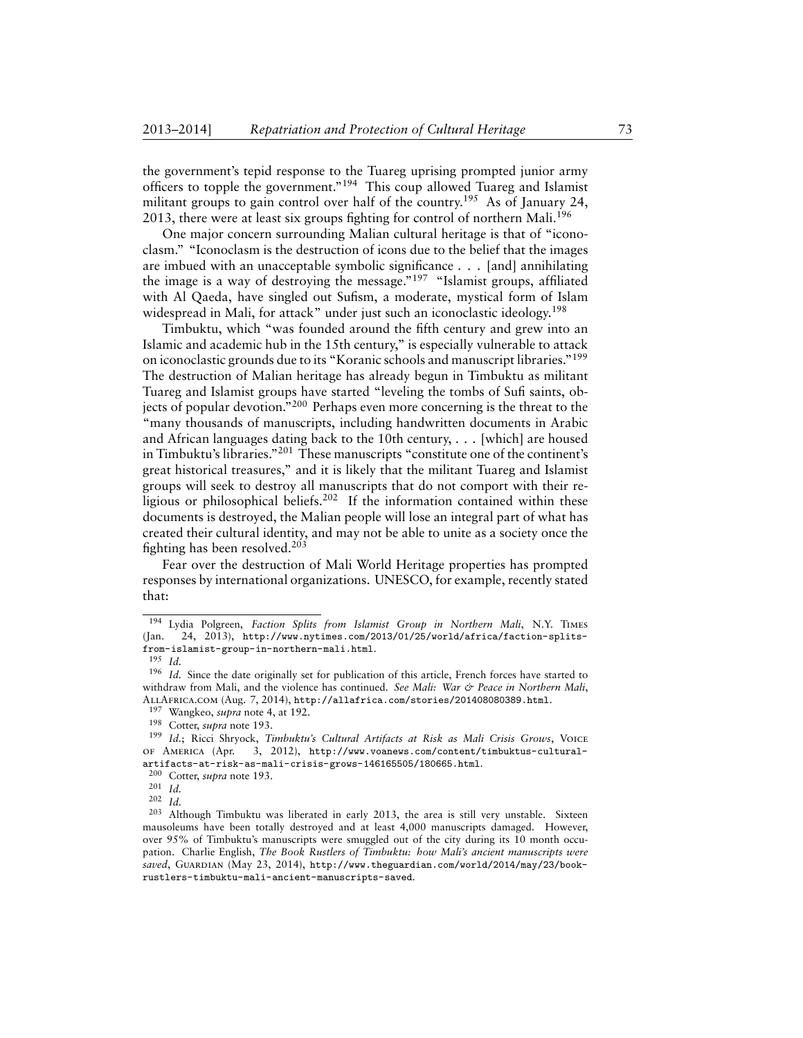the government's tepid response to the Tuareg uprising prompted junior army officers to topple the government."[194] This coup allowed Tuareg and Islamist militant groups to gain control over half of the country.[195] As of January 24, 2013, there were at least six groups fighting for control of northern Mali.[196]

One major concern surrounding Malian cultural heritage is that of "iconoclasm." "Iconoclasm is the destruction of icons due to the belief that the images are imbued with an unacceptable symbolic significance . . . [and] annihilating the image is a way of destroying the message."[197] "Islamist groups, affiliated with Al Qaeda, have singled out Sufism, a moderate, mystical form of Islam widespread in Mali, for attack" under just such an iconoclastic ideology.[198]

Timbuktu, which "was founded around the fifth century and grew into an Islamic and academic hub in the 15th century," is especially vulnerable to attack on iconoclastic grounds due to its "Koranic schools and manuscript libraries."[199] The destruction of Malian heritage has already begun in Timbuktu as militant Tuareg and Islamist groups have started "leveling the tombs of Sufi saints, objects of popular devotion."[200] Perhaps even more concerning is the threat to the "many thousands of manuscripts, including handwritten documents in Arabic and African languages dating back to the 10th century, . . . [which] are housed in Timbuktu's libraries."[201] These manuscripts "constitute one of the continent's great historical treasures," and it is likely that the militant Tuareg and Islamist groups will seek to destroy all manuscripts that do not comport with their religious or philosophical beliefs.[202] If the information contained within these documents is destroyed, the Malian people will lose an integral part of what has created their cultural identity, and may not be able to unite as a society once the fighting has been resolved.[203]

Fear over the destruction of Mali World Heritage properties has prompted responses by international organizations. UNESCO, for example, recently stated that:

---

[194] Lydia Polgreen, *Faction Splits from Islamist Group in Northern Mali*, N.Y. TIMES (Jan. 24, 2013), http://www.nytimes.com/2013/01/25/world/africa/faction-splits-from-islamist-group-in-northern-mali.html.

[195] *Id.*

[196] *Id.* Since the date originally set for publication of this article, French forces have started to withdraw from Mali, and the violence has continued. *See Mali: War & Peace in Northern Mali*, ALLAFRICA.COM (Aug. 7, 2014), http://allafrica.com/stories/201408080389.html.

[197] Wangkeo, *supra* note 4, at 192.

[198] Cotter, *supra* note 193.

[199] *Id.*; Ricci Shryock, *Timbuktu's Cultural Artifacts at Risk as Mali Crisis Grows*, VOICE OF AMERICA (Apr. 3, 2012), http://www.voanews.com/content/timbuktus-cultural-artifacts-at-risk-as-mali-crisis-grows-146165505/180665.html.

[200] Cotter, *supra* note 193.

[201] *Id.*

[202] *Id.*

[203] Although Timbuktu was liberated in early 2013, the area is still very unstable. Sixteen mausoleums have been totally destroyed and at least 4,000 manuscripts damaged. However, over 95% of Timbuktu's manuscripts were smuggled out of the city during its 10 month occupation. Charlie English, *The Book Rustlers of Timbuktu: how Mali's ancient manuscripts were saved*, GUARDIAN (May 23, 2014), http://www.theguardian.com/world/2014/may/23/book-rustlers-timbuktu-mali-ancient-manuscripts-saved.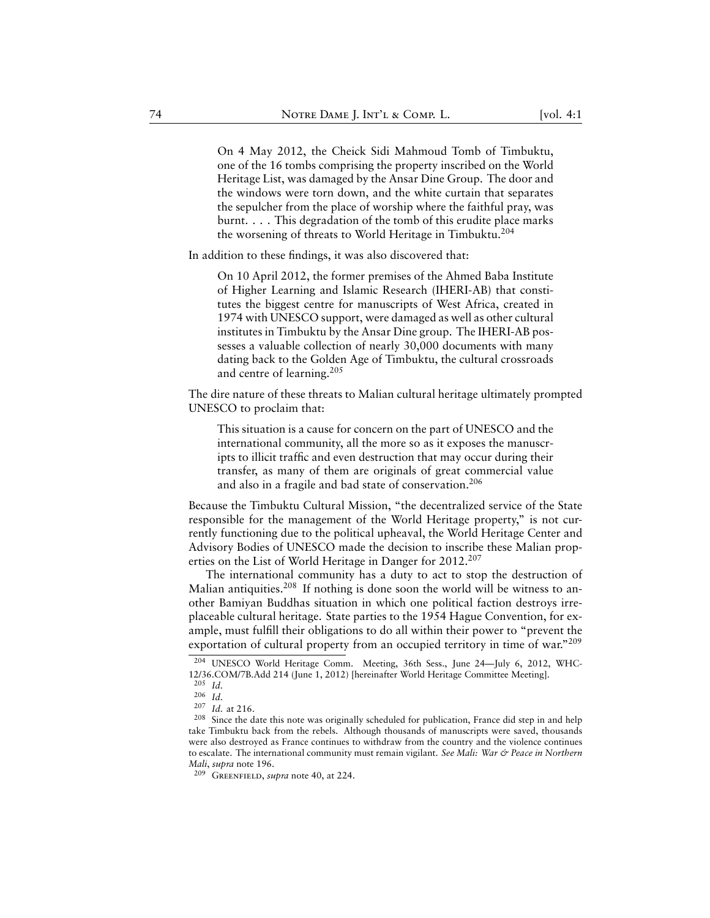> On 4 May 2012, the Cheick Sidi Mahmoud Tomb of Timbuktu, one of the 16 tombs comprising the property inscribed on the World Heritage List, was damaged by the Ansar Dine Group. The door and the windows were torn down, and the white curtain that separates the sepulcher from the place of worship where the faithful pray, was burnt. . . . This degradation of the tomb of this erudite place marks the worsening of threats to World Heritage in Timbuktu.[204]

In addition to these findings, it was also discovered that:

> On 10 April 2012, the former premises of the Ahmed Baba Institute of Higher Learning and Islamic Research (IHERI-AB) that constitutes the biggest centre for manuscripts of West Africa, created in 1974 with UNESCO support, were damaged as well as other cultural institutes in Timbuktu by the Ansar Dine group. The IHERI-AB possesses a valuable collection of nearly 30,000 documents with many dating back to the Golden Age of Timbuktu, the cultural crossroads and centre of learning.[205]

The dire nature of these threats to Malian cultural heritage ultimately prompted UNESCO to proclaim that:

> This situation is a cause for concern on the part of UNESCO and the international community, all the more so as it exposes the manuscripts to illicit traffic and even destruction that may occur during their transfer, as many of them are originals of great commercial value and also in a fragile and bad state of conservation.[206]

Because the Timbuktu Cultural Mission, "the decentralized service of the State responsible for the management of the World Heritage property," is not currently functioning due to the political upheaval, the World Heritage Center and Advisory Bodies of UNESCO made the decision to inscribe these Malian properties on the List of World Heritage in Danger for 2012.[207]

The international community has a duty to act to stop the destruction of Malian antiquities.[208] If nothing is done soon the world will be witness to another Bamiyan Buddhas situation in which one political faction destroys irreplaceable cultural heritage. State parties to the 1954 Hague Convention, for example, must fulfill their obligations to do all within their power to "prevent the exportation of cultural property from an occupied territory in time of war."[209]

---

[204] UNESCO World Heritage Comm. Meeting, 36th Sess., June 24—July 6, 2012, WHC-12/36.COM/7B.Add 214 (June 1, 2012) [hereinafter World Heritage Committee Meeting].

[205] *Id.*

[206] *Id.*

[207] *Id.* at 216.

[208] Since the date this note was originally scheduled for publication, France did step in and help take Timbuktu back from the rebels. Although thousands of manuscripts were saved, thousands were also destroyed as France continues to withdraw from the country and the violence continues to escalate. The international community must remain vigilant. *See Mali: War & Peace in Northern Mali*, *supra* note 196.

[209] Greenfield, *supra* note 40, at 224.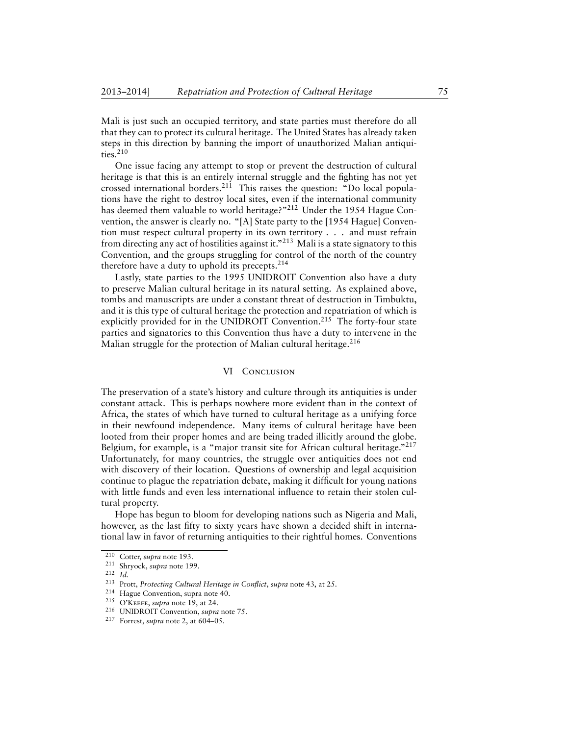Mali is just such an occupied territory, and state parties must therefore do all that they can to protect its cultural heritage. The United States has already taken steps in this direction by banning the import of unauthorized Malian antiquities.[210]

One issue facing any attempt to stop or prevent the destruction of cultural heritage is that this is an entirely internal struggle and the fighting has not yet crossed international borders.[211] This raises the question: "Do local populations have the right to destroy local sites, even if the international community has deemed them valuable to world heritage?"[212] Under the 1954 Hague Convention, the answer is clearly no. "[A] State party to the [1954 Hague] Convention must respect cultural property in its own territory . . . and must refrain from directing any act of hostilities against it."[213] Mali is a state signatory to this Convention, and the groups struggling for control of the north of the country therefore have a duty to uphold its precepts.[214]

Lastly, state parties to the 1995 UNIDROIT Convention also have a duty to preserve Malian cultural heritage in its natural setting. As explained above, tombs and manuscripts are under a constant threat of destruction in Timbuktu, and it is this type of cultural heritage the protection and repatriation of which is explicitly provided for in the UNIDROIT Convention.[215] The forty-four state parties and signatories to this Convention thus have a duty to intervene in the Malian struggle for the protection of Malian cultural heritage.[216]

## VI Conclusion

The preservation of a state's history and culture through its antiquities is under constant attack. This is perhaps nowhere more evident than in the context of Africa, the states of which have turned to cultural heritage as a unifying force in their newfound independence. Many items of cultural heritage have been looted from their proper homes and are being traded illicitly around the globe. Belgium, for example, is a "major transit site for African cultural heritage."[217] Unfortunately, for many countries, the struggle over antiquities does not end with discovery of their location. Questions of ownership and legal acquisition continue to plague the repatriation debate, making it difficult for young nations with little funds and even less international influence to retain their stolen cultural property.

Hope has begun to bloom for developing nations such as Nigeria and Mali, however, as the last fifty to sixty years have shown a decided shift in international law in favor of returning antiquities to their rightful homes. Conventions

---

210 Cotter, *supra* note 193.

211 Shryock, *supra* note 199.

212 *Id.*

213 Prott, *Protecting Cultural Heritage in Conflict*, *supra* note 43, at 25.

214 Hague Convention, supra note 40.

215 O'Keefe, *supra* note 19, at 24.

216 UNIDROIT Convention, *supra* note 75.

217 Forrest, *supra* note 2, at 604–05.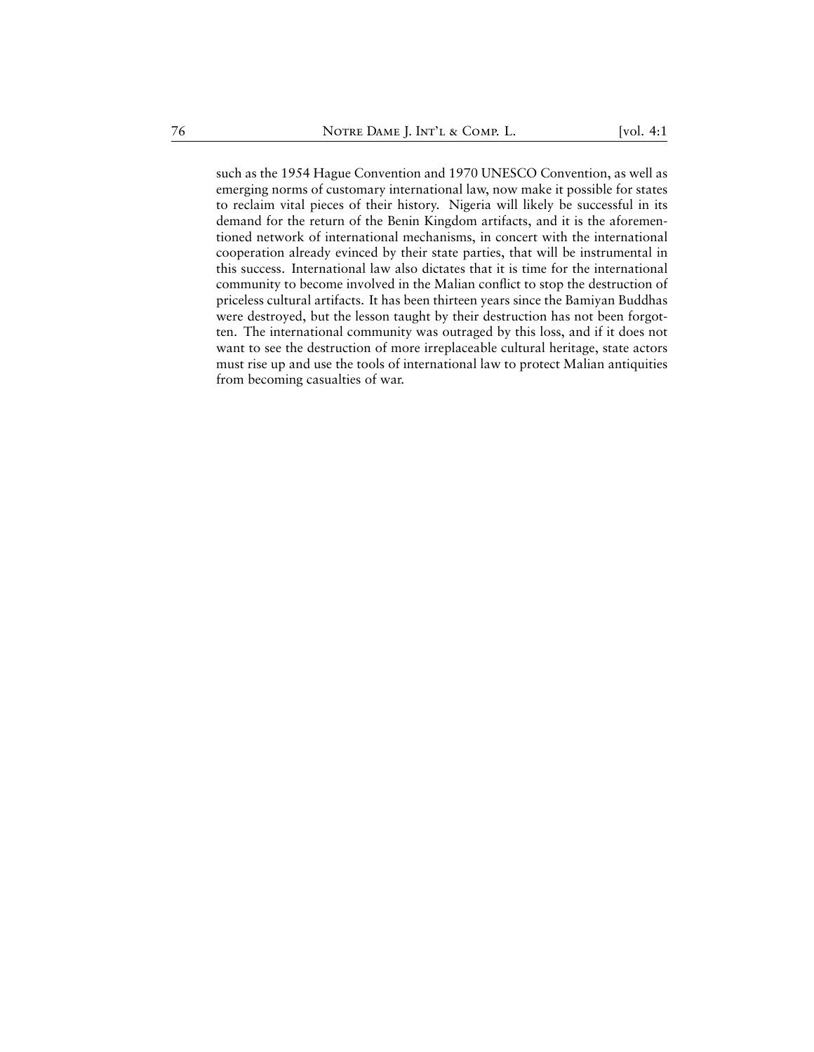such as the 1954 Hague Convention and 1970 UNESCO Convention, as well as emerging norms of customary international law, now make it possible for states to reclaim vital pieces of their history. Nigeria will likely be successful in its demand for the return of the Benin Kingdom artifacts, and it is the aforementioned network of international mechanisms, in concert with the international cooperation already evinced by their state parties, that will be instrumental in this success. International law also dictates that it is time for the international community to become involved in the Malian conflict to stop the destruction of priceless cultural artifacts. It has been thirteen years since the Bamiyan Buddhas were destroyed, but the lesson taught by their destruction has not been forgotten. The international community was outraged by this loss, and if it does not want to see the destruction of more irreplaceable cultural heritage, state actors must rise up and use the tools of international law to protect Malian antiquities from becoming casualties of war.